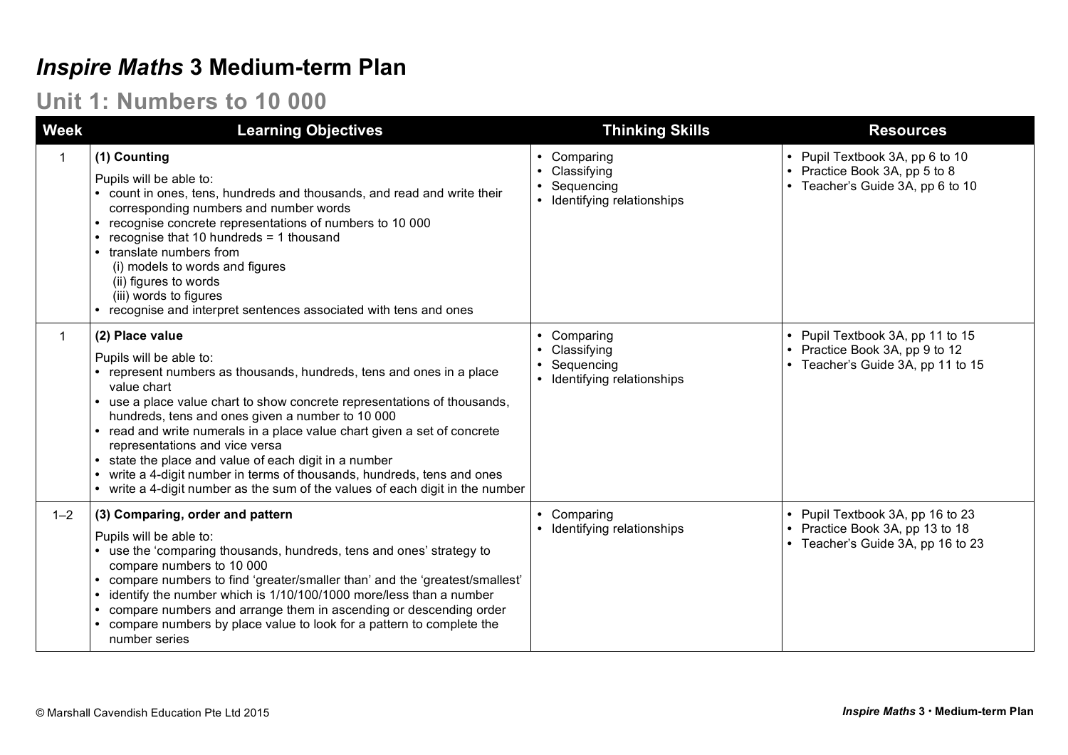# *Inspire Maths* 3 Medium-term Plan

## Unit 1: Numbers to 10 000

| Week | Learning Objectives | Thinking Skills | Resources |
|---|---|---|---|
| 1 | **(1) Counting**<br><br>Pupils will be able to:<br>• count in ones, tens, hundreds and thousands, and read and write their corresponding numbers and number words<br>• recognise concrete representations of numbers to 10 000<br>• recognise that 10 hundreds = 1 thousand<br>• translate numbers from<br>(i) models to words and figures<br>(ii) figures to words<br>(iii) words to figures<br>• recognise and interpret sentences associated with tens and ones | • Comparing<br>• Classifying<br>• Sequencing<br>• Identifying relationships | • Pupil Textbook 3A, pp 6 to 10<br>• Practice Book 3A, pp 5 to 8<br>• Teacher's Guide 3A, pp 6 to 10 |
| 1 | **(2) Place value**<br><br>Pupils will be able to:<br>• represent numbers as thousands, hundreds, tens and ones in a place value chart<br>• use a place value chart to show concrete representations of thousands, hundreds, tens and ones given a number to 10 000<br>• read and write numerals in a place value chart given a set of concrete representations and vice versa<br>• state the place and value of each digit in a number<br>• write a 4-digit number in terms of thousands, hundreds, tens and ones<br>• write a 4-digit number as the sum of the values of each digit in the number | • Comparing<br>• Classifying<br>• Sequencing<br>• Identifying relationships | • Pupil Textbook 3A, pp 11 to 15<br>• Practice Book 3A, pp 9 to 12<br>• Teacher's Guide 3A, pp 11 to 15 |
| 1–2 | **(3) Comparing, order and pattern**<br><br>Pupils will be able to:<br>• use the 'comparing thousands, hundreds, tens and ones' strategy to compare numbers to 10 000<br>• compare numbers to find 'greater/smaller than' and the 'greatest/smallest'<br>• identify the number which is 1/10/100/1000 more/less than a number<br>• compare numbers and arrange them in ascending or descending order<br>• compare numbers by place value to look for a pattern to complete the number series | • Comparing<br>• Identifying relationships | • Pupil Textbook 3A, pp 16 to 23<br>• Practice Book 3A, pp 13 to 18<br>• Teacher's Guide 3A, pp 16 to 23 |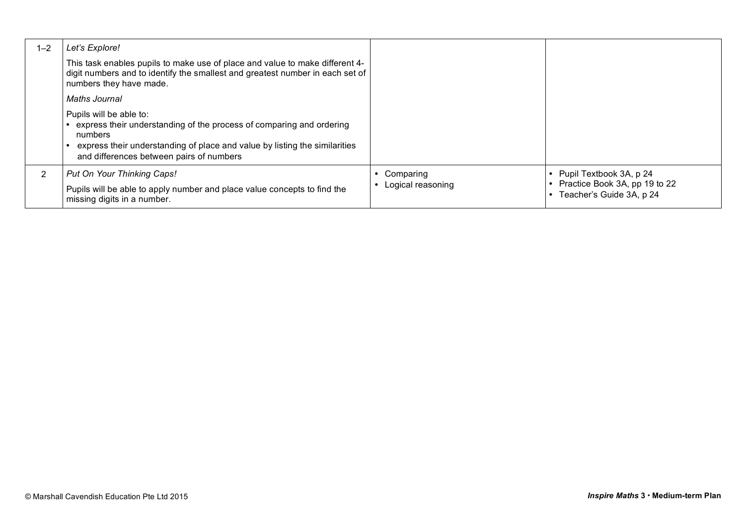| | | | |
|---|---|---|---|
| 1–2 | *Let's Explore!*<br>This task enables pupils to make use of place and value to make different 4-digit numbers and to identify the smallest and greatest number in each set of numbers they have made.<br>*Maths Journal*<br>Pupils will be able to:<br>• express their understanding of the process of comparing and ordering numbers<br>• express their understanding of place and value by listing the similarities and differences between pairs of numbers | | |
| 2 | *Put On Your Thinking Caps!*<br>Pupils will be able to apply number and place value concepts to find the missing digits in a number. | • Comparing<br>• Logical reasoning | • Pupil Textbook 3A, p 24<br>• Practice Book 3A, pp 19 to 22<br>• Teacher's Guide 3A, p 24 |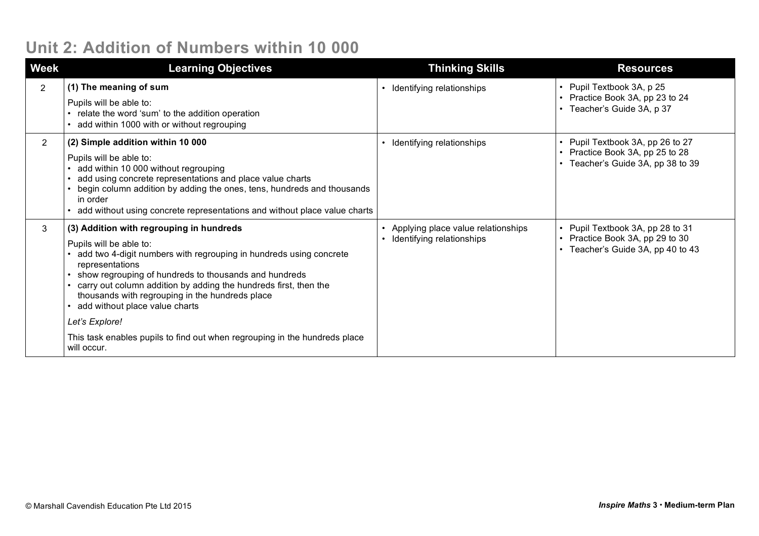# Unit 2: Addition of Numbers within 10 000

| Week | Learning Objectives | Thinking Skills | Resources |
|---|---|---|---|
| 2 | **(1) The meaning of sum**<br><br>Pupils will be able to:<br>• relate the word 'sum' to the addition operation<br>• add within 1000 with or without regrouping | • Identifying relationships | • Pupil Textbook 3A, p 25<br>• Practice Book 3A, pp 23 to 24<br>• Teacher's Guide 3A, p 37 |
| 2 | **(2) Simple addition within 10 000**<br><br>Pupils will be able to:<br>• add within 10 000 without regrouping<br>• add using concrete representations and place value charts<br>• begin column addition by adding the ones, tens, hundreds and thousands in order<br>• add without using concrete representations and without place value charts | • Identifying relationships | • Pupil Textbook 3A, pp 26 to 27<br>• Practice Book 3A, pp 25 to 28<br>• Teacher's Guide 3A, pp 38 to 39 |
| 3 | **(3) Addition with regrouping in hundreds**<br><br>Pupils will be able to:<br>• add two 4-digit numbers with regrouping in hundreds using concrete representations<br>• show regrouping of hundreds to thousands and hundreds<br>• carry out column addition by adding the hundreds first, then the thousands with regrouping in the hundreds place<br>• add without place value charts<br><br>*Let's Explore!*<br><br>This task enables pupils to find out when regrouping in the hundreds place will occur. | • Applying place value relationships<br>• Identifying relationships | • Pupil Textbook 3A, pp 28 to 31<br>• Practice Book 3A, pp 29 to 30<br>• Teacher's Guide 3A, pp 40 to 43 |

© Marshall Cavendish Education Pte Ltd 2015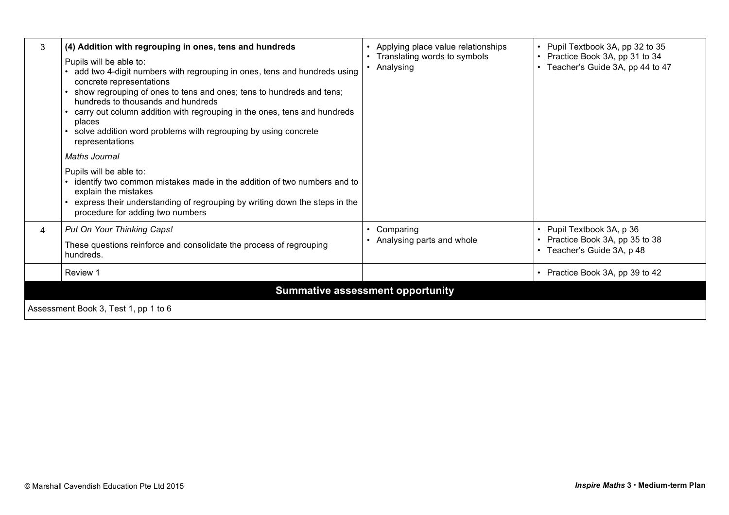| | | | |
|---|---|---|---|
| 3 | **(4) Addition with regrouping in ones, tens and hundreds**<br><br>Pupils will be able to:<br>• add two 4-digit numbers with regrouping in ones, tens and hundreds using concrete representations<br>• show regrouping of ones to tens and ones; tens to hundreds and tens; hundreds to thousands and hundreds<br>• carry out column addition with regrouping in the ones, tens and hundreds places<br>• solve addition word problems with regrouping by using concrete representations<br><br>*Maths Journal*<br><br>Pupils will be able to:<br>• identify two common mistakes made in the addition of two numbers and to explain the mistakes<br>• express their understanding of regrouping by writing down the steps in the procedure for adding two numbers | • Applying place value relationships<br>• Translating words to symbols<br>• Analysing | • Pupil Textbook 3A, pp 32 to 35<br>• Practice Book 3A, pp 31 to 34<br>• Teacher's Guide 3A, pp 44 to 47 |
| 4 | *Put On Your Thinking Caps!*<br><br>These questions reinforce and consolidate the process of regrouping hundreds. | • Comparing<br>• Analysing parts and whole | • Pupil Textbook 3A, p 36<br>• Practice Book 3A, pp 35 to 38<br>• Teacher's Guide 3A, p 48 |
| | Review 1 | | • Practice Book 3A, pp 39 to 42 |

**Summative assessment opportunity**

Assessment Book 3, Test 1, pp 1 to 6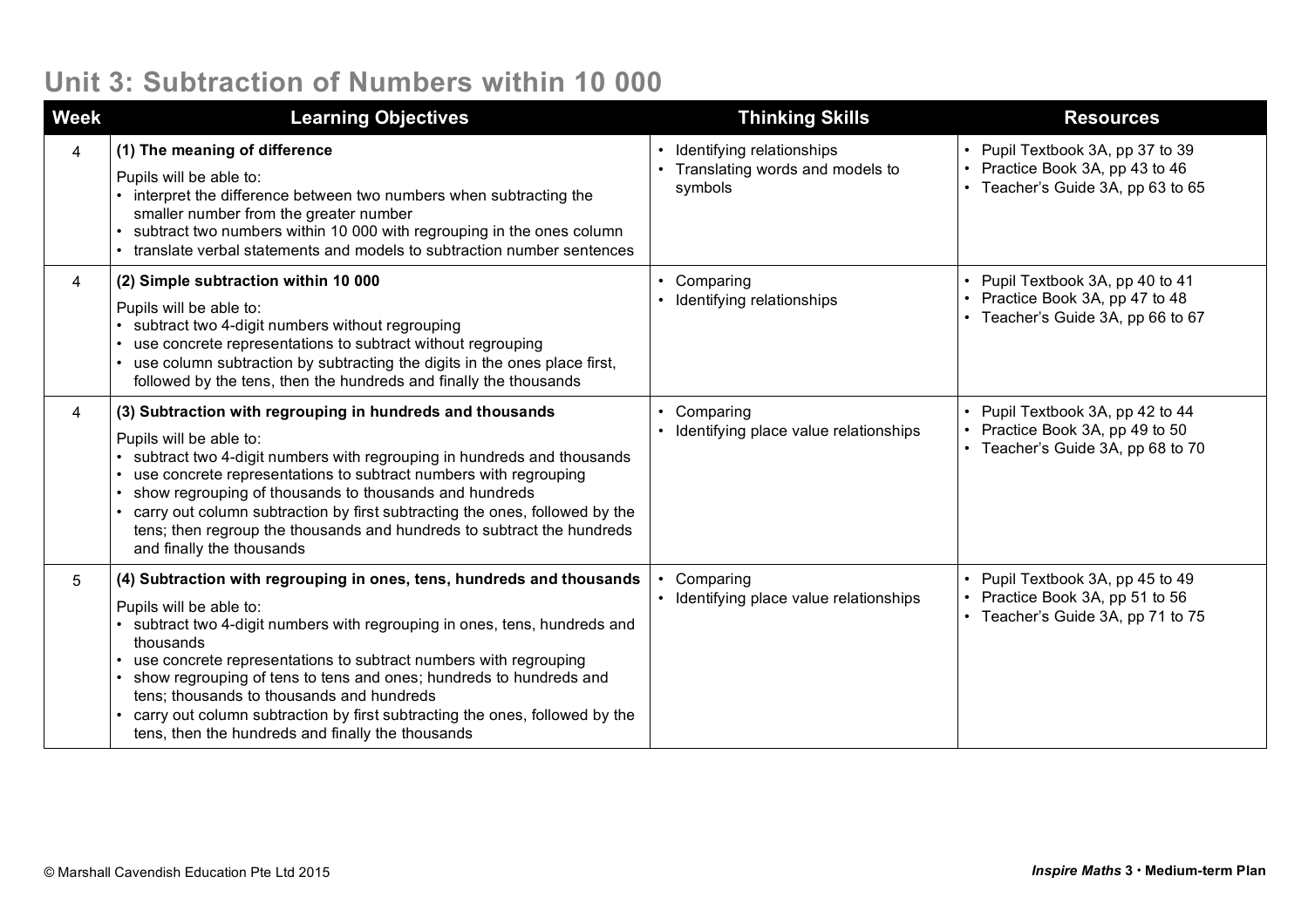# Unit 3: Subtraction of Numbers within 10 000

| Week | Learning Objectives | Thinking Skills | Resources |
|---|---|---|---|
| 4 | **(1) The meaning of difference**<br>Pupils will be able to:<br>• interpret the difference between two numbers when subtracting the smaller number from the greater number<br>• subtract two numbers within 10 000 with regrouping in the ones column<br>• translate verbal statements and models to subtraction number sentences | • Identifying relationships<br>• Translating words and models to symbols | • Pupil Textbook 3A, pp 37 to 39<br>• Practice Book 3A, pp 43 to 46<br>• Teacher's Guide 3A, pp 63 to 65 |
| 4 | **(2) Simple subtraction within 10 000**<br>Pupils will be able to:<br>• subtract two 4-digit numbers without regrouping<br>• use concrete representations to subtract without regrouping<br>• use column subtraction by subtracting the digits in the ones place first, followed by the tens, then the hundreds and finally the thousands | • Comparing<br>• Identifying relationships | • Pupil Textbook 3A, pp 40 to 41<br>• Practice Book 3A, pp 47 to 48<br>• Teacher's Guide 3A, pp 66 to 67 |
| 4 | **(3) Subtraction with regrouping in hundreds and thousands**<br>Pupils will be able to:<br>• subtract two 4-digit numbers with regrouping in hundreds and thousands<br>• use concrete representations to subtract numbers with regrouping<br>• show regrouping of thousands to thousands and hundreds<br>• carry out column subtraction by first subtracting the ones, followed by the tens; then regroup the thousands and hundreds to subtract the hundreds and finally the thousands | • Comparing<br>• Identifying place value relationships | • Pupil Textbook 3A, pp 42 to 44<br>• Practice Book 3A, pp 49 to 50<br>• Teacher's Guide 3A, pp 68 to 70 |
| 5 | **(4) Subtraction with regrouping in ones, tens, hundreds and thousands**<br>Pupils will be able to:<br>• subtract two 4-digit numbers with regrouping in ones, tens, hundreds and thousands<br>• use concrete representations to subtract numbers with regrouping<br>• show regrouping of tens to tens and ones; hundreds to hundreds and tens; thousands to thousands and hundreds<br>• carry out column subtraction by first subtracting the ones, followed by the tens, then the hundreds and finally the thousands | • Comparing<br>• Identifying place value relationships | • Pupil Textbook 3A, pp 45 to 49<br>• Practice Book 3A, pp 51 to 56<br>• Teacher's Guide 3A, pp 71 to 75 |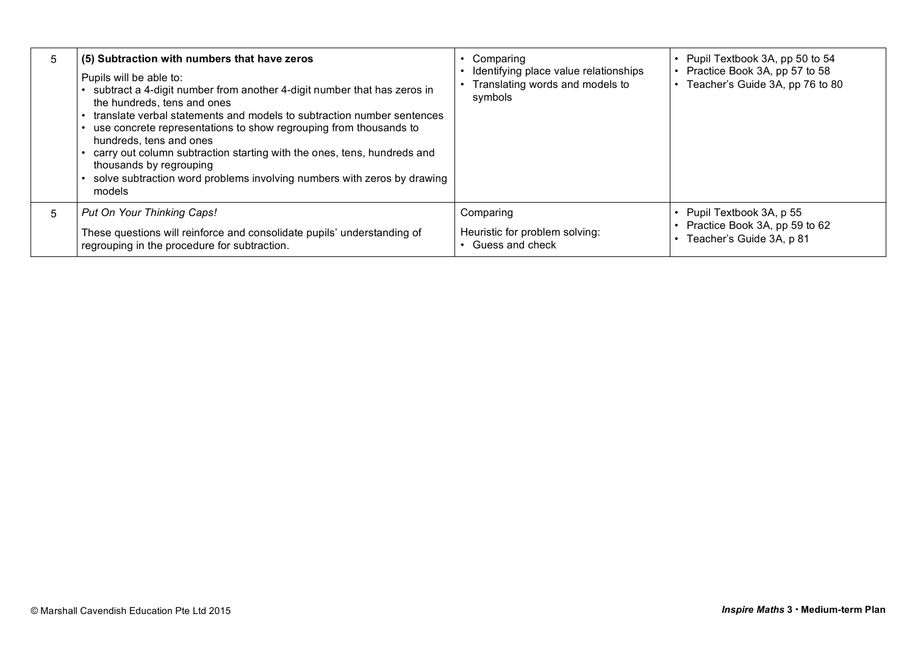| 5 | **(5) Subtraction with numbers that have zeros**<br><br>Pupils will be able to:<br>• subtract a 4-digit number from another 4-digit number that has zeros in the hundreds, tens and ones<br>• translate verbal statements and models to subtraction number sentences<br>• use concrete representations to show regrouping from thousands to hundreds, tens and ones<br>• carry out column subtraction starting with the ones, tens, hundreds and thousands by regrouping<br>• solve subtraction word problems involving numbers with zeros by drawing models | • Comparing<br>• Identifying place value relationships<br>• Translating words and models to symbols | • Pupil Textbook 3A, pp 50 to 54<br>• Practice Book 3A, pp 57 to 58<br>• Teacher's Guide 3A, pp 76 to 80 |
|---|---|---|---|
| 5 | *Put On Your Thinking Caps!*<br><br>These questions will reinforce and consolidate pupils' understanding of regrouping in the procedure for subtraction. | Comparing<br><br>Heuristic for problem solving:<br>• Guess and check | • Pupil Textbook 3A, p 55<br>• Practice Book 3A, pp 59 to 62<br>• Teacher's Guide 3A, p 81 |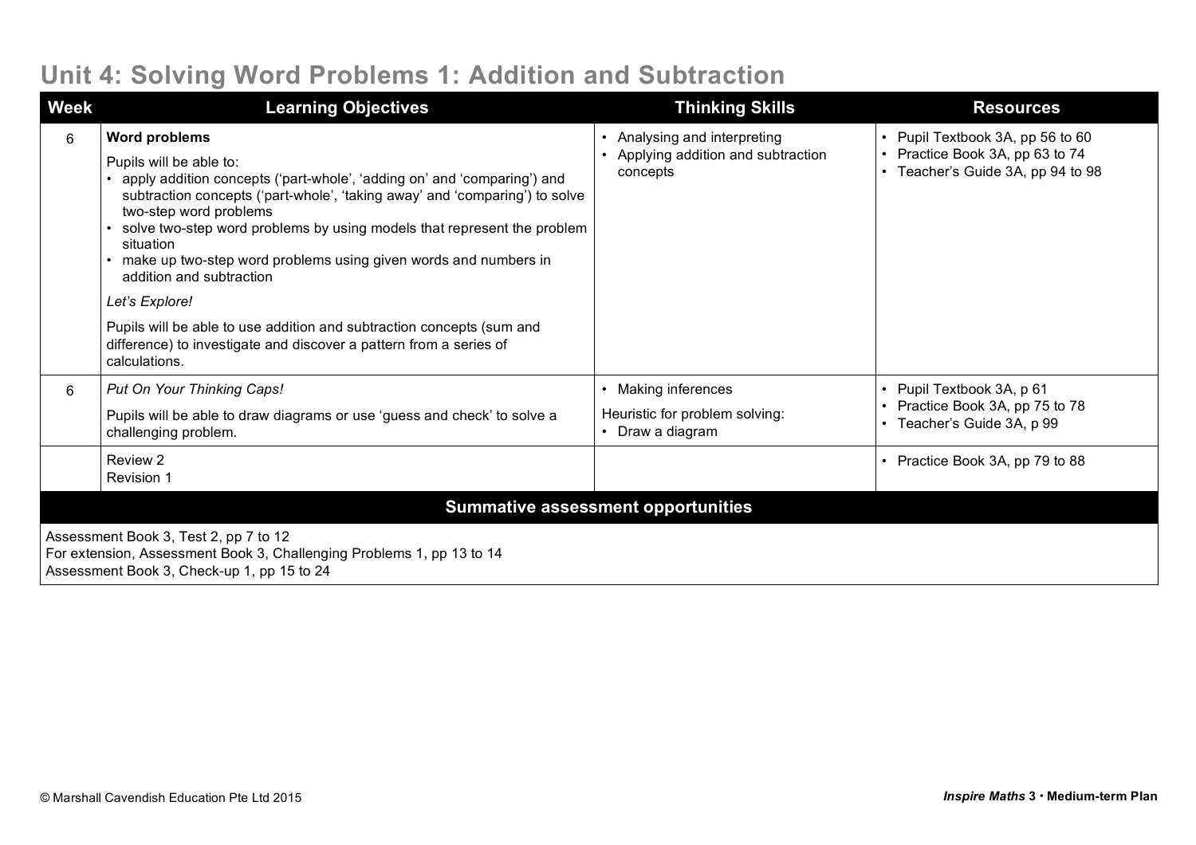## Unit 4: Solving Word Problems 1: Addition and Subtraction

| Week | Learning Objectives | Thinking Skills | Resources |
|---|---|---|---|
| 6 | **Word problems**<br><br>Pupils will be able to:<br>• apply addition concepts ('part-whole', 'adding on' and 'comparing') and subtraction concepts ('part-whole', 'taking away' and 'comparing') to solve two-step word problems<br>• solve two-step word problems by using models that represent the problem situation<br>• make up two-step word problems using given words and numbers in addition and subtraction<br><br>*Let's Explore!*<br><br>Pupils will be able to use addition and subtraction concepts (sum and difference) to investigate and discover a pattern from a series of calculations. | • Analysing and interpreting<br>• Applying addition and subtraction concepts | • Pupil Textbook 3A, pp 56 to 60<br>• Practice Book 3A, pp 63 to 74<br>• Teacher's Guide 3A, pp 94 to 98 |
| 6 | *Put On Your Thinking Caps!*<br><br>Pupils will be able to draw diagrams or use 'guess and check' to solve a challenging problem. | • Making inferences<br><br>Heuristic for problem solving:<br>• Draw a diagram | • Pupil Textbook 3A, p 61<br>• Practice Book 3A, pp 75 to 78<br>• Teacher's Guide 3A, p 99 |
| | Review 2<br>Revision 1 | | • Practice Book 3A, pp 79 to 88 |

**Summative assessment opportunities**

Assessment Book 3, Test 2, pp 7 to 12
For extension, Assessment Book 3, Challenging Problems 1, pp 13 to 14
Assessment Book 3, Check-up 1, pp 15 to 24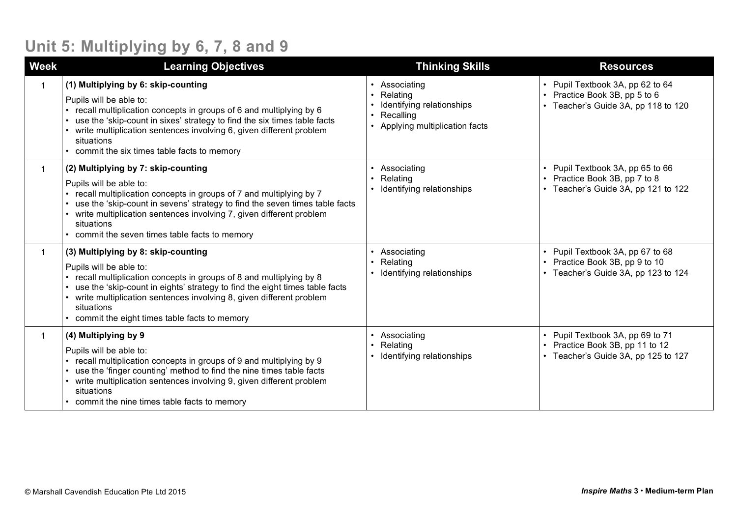# Unit 5: Multiplying by 6, 7, 8 and 9

| Week | Learning Objectives | Thinking Skills | Resources |
|---|---|---|---|
| 1 | **(1) Multiplying by 6: skip-counting**<br><br>Pupils will be able to:<br>• recall multiplication concepts in groups of 6 and multiplying by 6<br>• use the 'skip-count in sixes' strategy to find the six times table facts<br>• write multiplication sentences involving 6, given different problem situations<br>• commit the six times table facts to memory | • Associating<br>• Relating<br>• Identifying relationships<br>• Recalling<br>• Applying multiplication facts | • Pupil Textbook 3A, pp 62 to 64<br>• Practice Book 3B, pp 5 to 6<br>• Teacher's Guide 3A, pp 118 to 120 |
| 1 | **(2) Multiplying by 7: skip-counting**<br><br>Pupils will be able to:<br>• recall multiplication concepts in groups of 7 and multiplying by 7<br>• use the 'skip-count in sevens' strategy to find the seven times table facts<br>• write multiplication sentences involving 7, given different problem situations<br>• commit the seven times table facts to memory | • Associating<br>• Relating<br>• Identifying relationships | • Pupil Textbook 3A, pp 65 to 66<br>• Practice Book 3B, pp 7 to 8<br>• Teacher's Guide 3A, pp 121 to 122 |
| 1 | **(3) Multiplying by 8: skip-counting**<br><br>Pupils will be able to:<br>• recall multiplication concepts in groups of 8 and multiplying by 8<br>• use the 'skip-count in eights' strategy to find the eight times table facts<br>• write multiplication sentences involving 8, given different problem situations<br>• commit the eight times table facts to memory | • Associating<br>• Relating<br>• Identifying relationships | • Pupil Textbook 3A, pp 67 to 68<br>• Practice Book 3B, pp 9 to 10<br>• Teacher's Guide 3A, pp 123 to 124 |
| 1 | **(4) Multiplying by 9**<br><br>Pupils will be able to:<br>• recall multiplication concepts in groups of 9 and multiplying by 9<br>• use the 'finger counting' method to find the nine times table facts<br>• write multiplication sentences involving 9, given different problem situations<br>• commit the nine times table facts to memory | • Associating<br>• Relating<br>• Identifying relationships | • Pupil Textbook 3A, pp 69 to 71<br>• Practice Book 3B, pp 11 to 12<br>• Teacher's Guide 3A, pp 125 to 127 |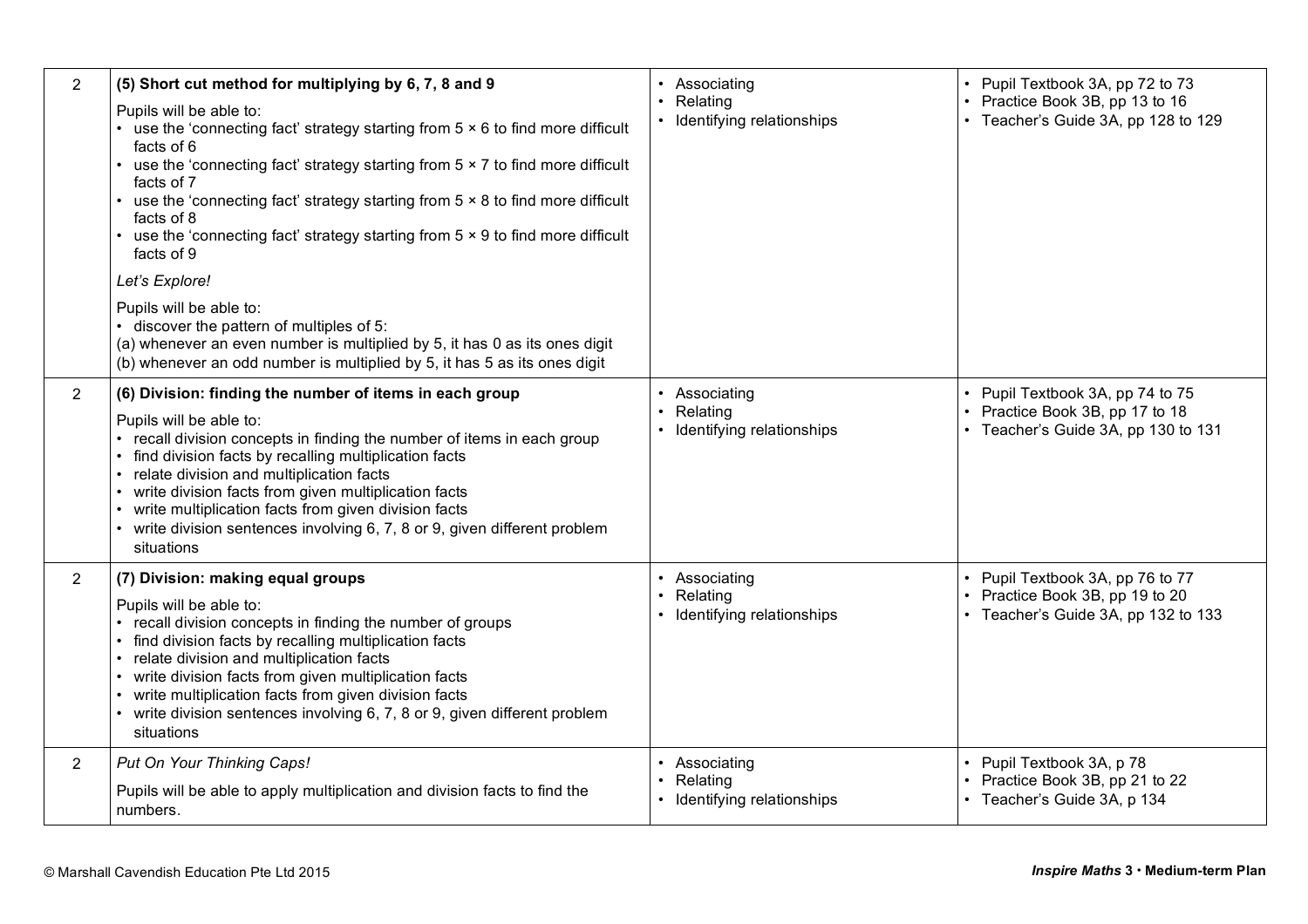| | | | |
|---|---|---|---|
| 2 | **(5) Short cut method for multiplying by 6, 7, 8 and 9**<br><br>Pupils will be able to:<br>• use the 'connecting fact' strategy starting from 5 × 6 to find more difficult facts of 6<br>• use the 'connecting fact' strategy starting from 5 × 7 to find more difficult facts of 7<br>• use the 'connecting fact' strategy starting from 5 × 8 to find more difficult facts of 8<br>• use the 'connecting fact' strategy starting from 5 × 9 to find more difficult facts of 9<br><br>*Let's Explore!*<br><br>Pupils will be able to:<br>• discover the pattern of multiples of 5:<br>(a) whenever an even number is multiplied by 5, it has 0 as its ones digit<br>(b) whenever an odd number is multiplied by 5, it has 5 as its ones digit | • Associating<br>• Relating<br>• Identifying relationships | • Pupil Textbook 3A, pp 72 to 73<br>• Practice Book 3B, pp 13 to 16<br>• Teacher's Guide 3A, pp 128 to 129 |
| 2 | **(6) Division: finding the number of items in each group**<br><br>Pupils will be able to:<br>• recall division concepts in finding the number of items in each group<br>• find division facts by recalling multiplication facts<br>• relate division and multiplication facts<br>• write division facts from given multiplication facts<br>• write multiplication facts from given division facts<br>• write division sentences involving 6, 7, 8 or 9, given different problem situations | • Associating<br>• Relating<br>• Identifying relationships | • Pupil Textbook 3A, pp 74 to 75<br>• Practice Book 3B, pp 17 to 18<br>• Teacher's Guide 3A, pp 130 to 131 |
| 2 | **(7) Division: making equal groups**<br><br>Pupils will be able to:<br>• recall division concepts in finding the number of groups<br>• find division facts by recalling multiplication facts<br>• relate division and multiplication facts<br>• write division facts from given multiplication facts<br>• write multiplication facts from given division facts<br>• write division sentences involving 6, 7, 8 or 9, given different problem situations | • Associating<br>• Relating<br>• Identifying relationships | • Pupil Textbook 3A, pp 76 to 77<br>• Practice Book 3B, pp 19 to 20<br>• Teacher's Guide 3A, pp 132 to 133 |
| 2 | *Put On Your Thinking Caps!*<br><br>Pupils will be able to apply multiplication and division facts to find the numbers. | • Associating<br>• Relating<br>• Identifying relationships | • Pupil Textbook 3A, p 78<br>• Practice Book 3B, pp 21 to 22<br>• Teacher's Guide 3A, p 134 |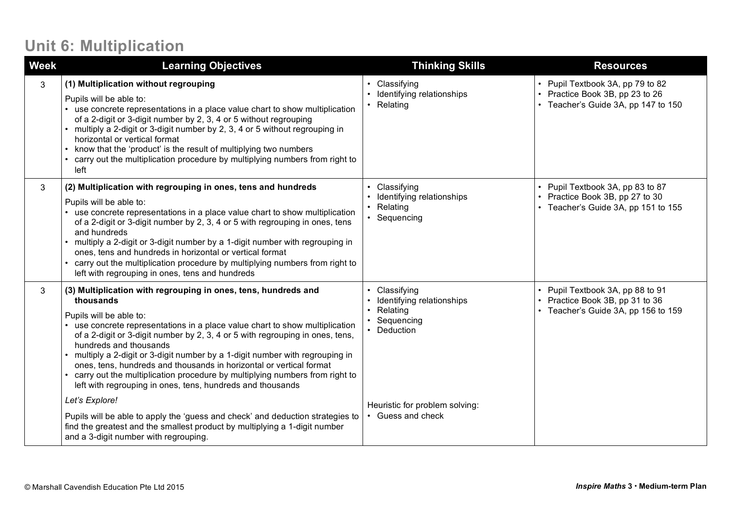# Unit 6: Multiplication

| Week | Learning Objectives | Thinking Skills | Resources |
|---|---|---|---|
| 3 | **(1) Multiplication without regrouping**<br><br>Pupils will be able to:<br>• use concrete representations in a place value chart to show multiplication of a 2-digit or 3-digit number by 2, 3, 4 or 5 without regrouping<br>• multiply a 2-digit or 3-digit number by 2, 3, 4 or 5 without regrouping in horizontal or vertical format<br>• know that the 'product' is the result of multiplying two numbers<br>• carry out the multiplication procedure by multiplying numbers from right to left | • Classifying<br>• Identifying relationships<br>• Relating | • Pupil Textbook 3A, pp 79 to 82<br>• Practice Book 3B, pp 23 to 26<br>• Teacher's Guide 3A, pp 147 to 150 |
| 3 | **(2) Multiplication with regrouping in ones, tens and hundreds**<br><br>Pupils will be able to:<br>• use concrete representations in a place value chart to show multiplication of a 2-digit or 3-digit number by 2, 3, 4 or 5 with regrouping in ones, tens and hundreds<br>• multiply a 2-digit or 3-digit number by a 1-digit number with regrouping in ones, tens and hundreds in horizontal or vertical format<br>• carry out the multiplication procedure by multiplying numbers from right to left with regrouping in ones, tens and hundreds | • Classifying<br>• Identifying relationships<br>• Relating<br>• Sequencing | • Pupil Textbook 3A, pp 83 to 87<br>• Practice Book 3B, pp 27 to 30<br>• Teacher's Guide 3A, pp 151 to 155 |
| 3 | **(3) Multiplication with regrouping in ones, tens, hundreds and thousands**<br><br>Pupils will be able to:<br>• use concrete representations in a place value chart to show multiplication of a 2-digit or 3-digit number by 2, 3, 4 or 5 with regrouping in ones, tens, hundreds and thousands<br>• multiply a 2-digit or 3-digit number by a 1-digit number with regrouping in ones, tens, hundreds and thousands in horizontal or vertical format<br>• carry out the multiplication procedure by multiplying numbers from right to left with regrouping in ones, tens, hundreds and thousands<br><br>*Let's Explore!*<br><br>Pupils will be able to apply the 'guess and check' and deduction strategies to find the greatest and the smallest product by multiplying a 1-digit number and a 3-digit number with regrouping. | • Classifying<br>• Identifying relationships<br>• Relating<br>• Sequencing<br>• Deduction<br><br>Heuristic for problem solving:<br>• Guess and check | • Pupil Textbook 3A, pp 88 to 91<br>• Practice Book 3B, pp 31 to 36<br>• Teacher's Guide 3A, pp 156 to 159 |

© Marshall Cavendish Education Pte Ltd 2015

*Inspire Maths* **3 • Medium-term Plan**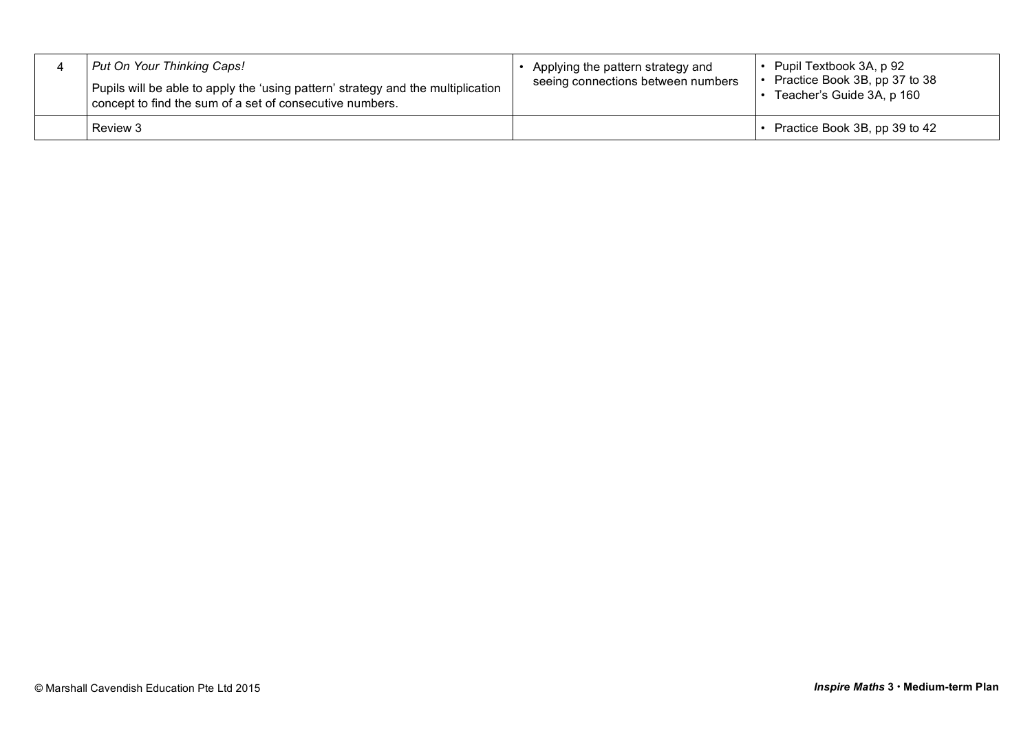| | | | |
|---|---|---|---|
| 4 | *Put On Your Thinking Caps!*<br>Pupils will be able to apply the 'using pattern' strategy and the multiplication concept to find the sum of a set of consecutive numbers. | • Applying the pattern strategy and seeing connections between numbers | • Pupil Textbook 3A, p 92<br>• Practice Book 3B, pp 37 to 38<br>• Teacher's Guide 3A, p 160 |
| | Review 3 | | • Practice Book 3B, pp 39 to 42 |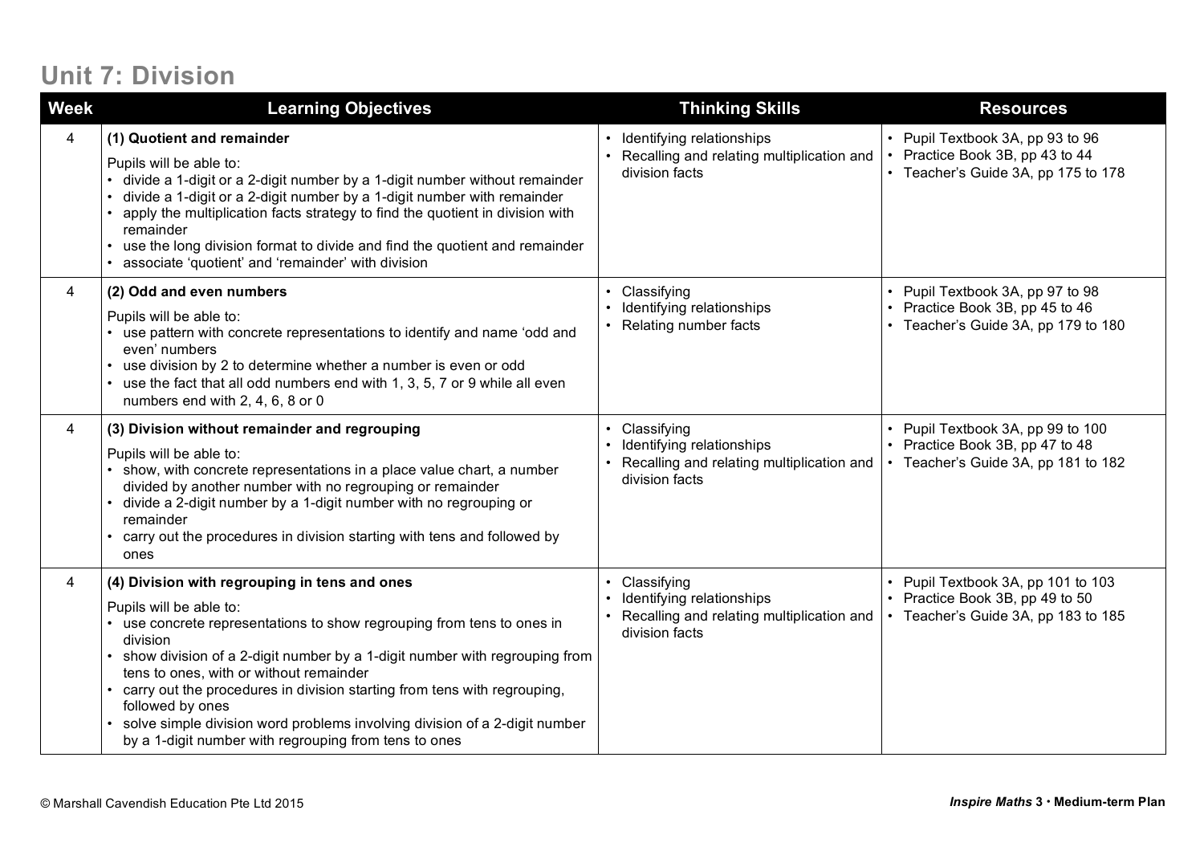## Unit 7: Division

| Week | Learning Objectives | Thinking Skills | Resources |
|---|---|---|---|
| 4 | **(1) Quotient and remainder**<br><br>Pupils will be able to:<br>• divide a 1-digit or a 2-digit number by a 1-digit number without remainder<br>• divide a 1-digit or a 2-digit number by a 1-digit number with remainder<br>• apply the multiplication facts strategy to find the quotient in division with remainder<br>• use the long division format to divide and find the quotient and remainder<br>• associate 'quotient' and 'remainder' with division | • Identifying relationships<br>• Recalling and relating multiplication and division facts | • Pupil Textbook 3A, pp 93 to 96<br>• Practice Book 3B, pp 43 to 44<br>• Teacher's Guide 3A, pp 175 to 178 |
| 4 | **(2) Odd and even numbers**<br><br>Pupils will be able to:<br>• use pattern with concrete representations to identify and name 'odd and even' numbers<br>• use division by 2 to determine whether a number is even or odd<br>• use the fact that all odd numbers end with 1, 3, 5, 7 or 9 while all even numbers end with 2, 4, 6, 8 or 0 | • Classifying<br>• Identifying relationships<br>• Relating number facts | • Pupil Textbook 3A, pp 97 to 98<br>• Practice Book 3B, pp 45 to 46<br>• Teacher's Guide 3A, pp 179 to 180 |
| 4 | **(3) Division without remainder and regrouping**<br><br>Pupils will be able to:<br>• show, with concrete representations in a place value chart, a number divided by another number with no regrouping or remainder<br>• divide a 2-digit number by a 1-digit number with no regrouping or remainder<br>• carry out the procedures in division starting with tens and followed by ones | • Classifying<br>• Identifying relationships<br>• Recalling and relating multiplication and division facts | • Pupil Textbook 3A, pp 99 to 100<br>• Practice Book 3B, pp 47 to 48<br>• Teacher's Guide 3A, pp 181 to 182 |
| 4 | **(4) Division with regrouping in tens and ones**<br><br>Pupils will be able to:<br>• use concrete representations to show regrouping from tens to ones in division<br>• show division of a 2-digit number by a 1-digit number with regrouping from tens to ones, with or without remainder<br>• carry out the procedures in division starting from tens with regrouping, followed by ones<br>• solve simple division word problems involving division of a 2-digit number by a 1-digit number with regrouping from tens to ones | • Classifying<br>• Identifying relationships<br>• Recalling and relating multiplication and division facts | • Pupil Textbook 3A, pp 101 to 103<br>• Practice Book 3B, pp 49 to 50<br>• Teacher's Guide 3A, pp 183 to 185 |

© Marshall Cavendish Education Pte Ltd 2015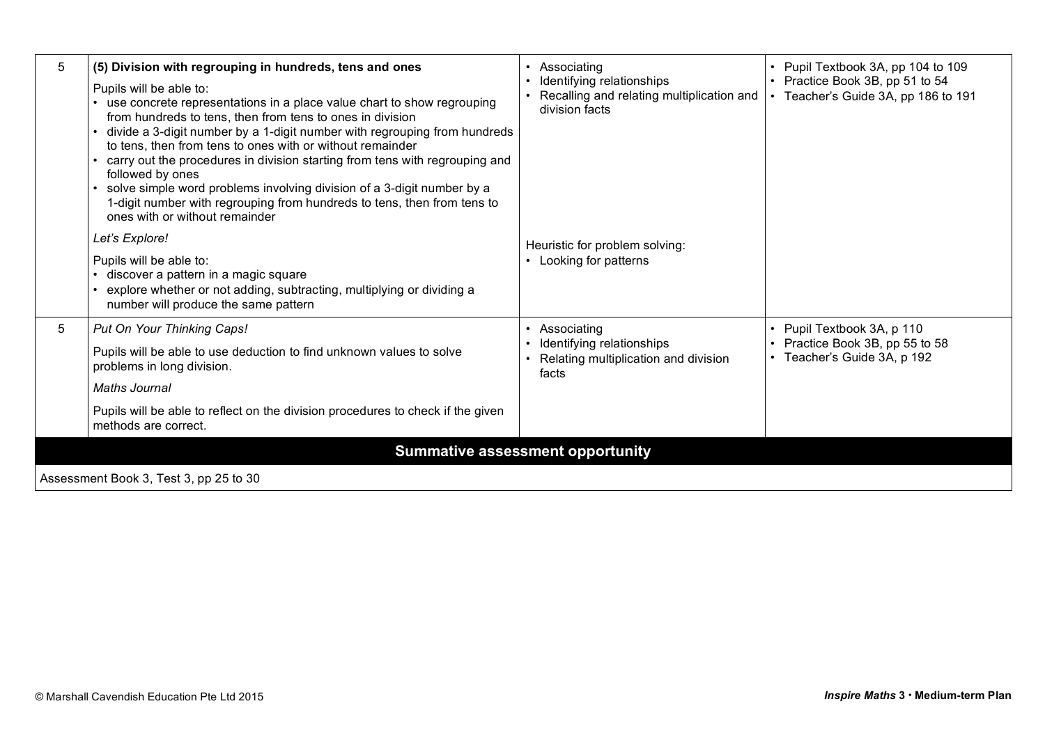| | | | |
|---|---|---|---|
| 5 | **(5) Division with regrouping in hundreds, tens and ones**<br><br>Pupils will be able to:<br>• use concrete representations in a place value chart to show regrouping from hundreds to tens, then from tens to ones in division<br>• divide a 3-digit number by a 1-digit number with regrouping from hundreds to tens, then from tens to ones with or without remainder<br>• carry out the procedures in division starting from tens with regrouping and followed by ones<br>• solve simple word problems involving division of a 3-digit number by a 1-digit number with regrouping from hundreds to tens, then from tens to ones with or without remainder<br><br>*Let's Explore!*<br><br>Pupils will be able to:<br>• discover a pattern in a magic square<br>• explore whether or not adding, subtracting, multiplying or dividing a number will produce the same pattern | • Associating<br>• Identifying relationships<br>• Recalling and relating multiplication and division facts<br><br>Heuristic for problem solving:<br>• Looking for patterns | • Pupil Textbook 3A, pp 104 to 109<br>• Practice Book 3B, pp 51 to 54<br>• Teacher's Guide 3A, pp 186 to 191 |
| 5 | *Put On Your Thinking Caps!*<br><br>Pupils will be able to use deduction to find unknown values to solve problems in long division.<br><br>*Maths Journal*<br><br>Pupils will be able to reflect on the division procedures to check if the given methods are correct. | • Associating<br>• Identifying relationships<br>• Relating multiplication and division facts | • Pupil Textbook 3A, p 110<br>• Practice Book 3B, pp 55 to 58<br>• Teacher's Guide 3A, p 192 |

**Summative assessment opportunity**

Assessment Book 3, Test 3, pp 25 to 30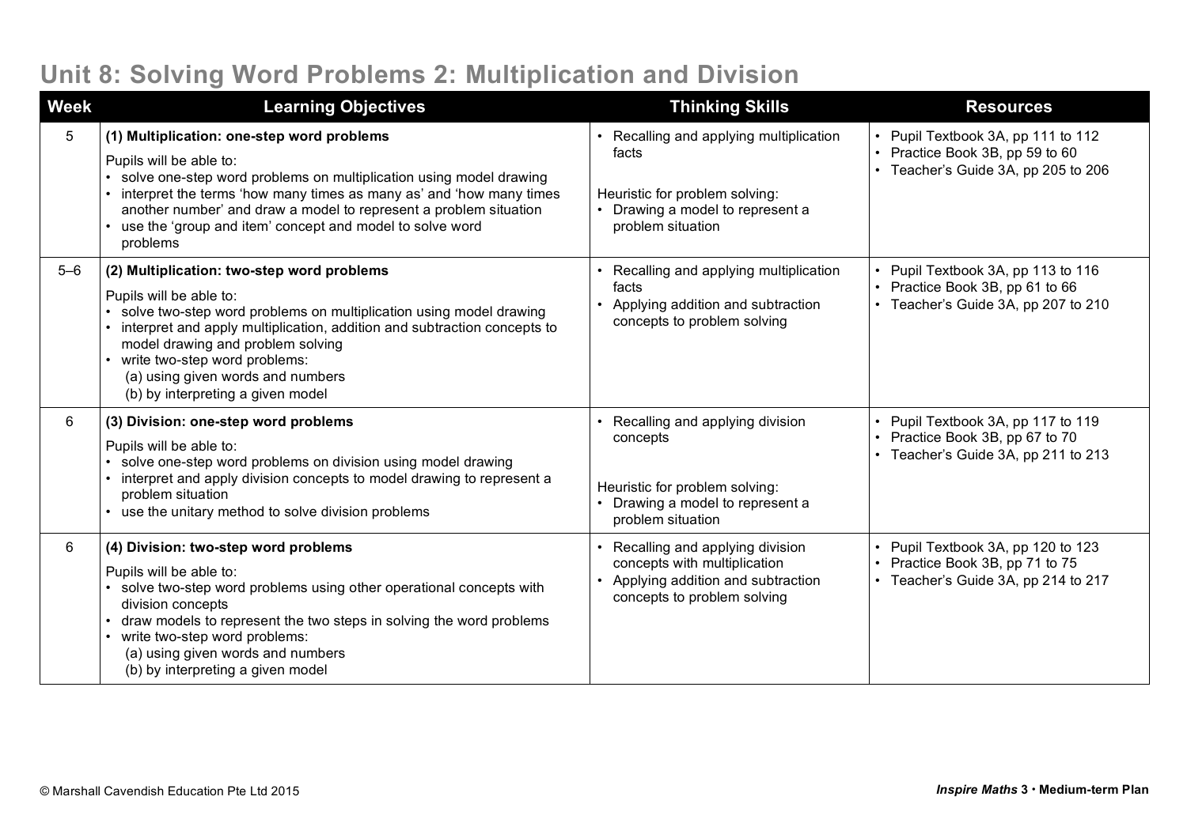# Unit 8: Solving Word Problems 2: Multiplication and Division

| Week | Learning Objectives | Thinking Skills | Resources |
|---|---|---|---|
| 5 | **(1) Multiplication: one-step word problems**<br><br>Pupils will be able to:<br>• solve one-step word problems on multiplication using model drawing<br>• interpret the terms 'how many times as many as' and 'how many times another number' and draw a model to represent a problem situation<br>• use the 'group and item' concept and model to solve word problems | • Recalling and applying multiplication facts<br><br>Heuristic for problem solving:<br>• Drawing a model to represent a problem situation | • Pupil Textbook 3A, pp 111 to 112<br>• Practice Book 3B, pp 59 to 60<br>• Teacher's Guide 3A, pp 205 to 206 |
| 5–6 | **(2) Multiplication: two-step word problems**<br><br>Pupils will be able to:<br>• solve two-step word problems on multiplication using model drawing<br>• interpret and apply multiplication, addition and subtraction concepts to model drawing and problem solving<br>• write two-step word problems:<br>(a) using given words and numbers<br>(b) by interpreting a given model | • Recalling and applying multiplication facts<br>• Applying addition and subtraction concepts to problem solving | • Pupil Textbook 3A, pp 113 to 116<br>• Practice Book 3B, pp 61 to 66<br>• Teacher's Guide 3A, pp 207 to 210 |
| 6 | **(3) Division: one-step word problems**<br><br>Pupils will be able to:<br>• solve one-step word problems on division using model drawing<br>• interpret and apply division concepts to model drawing to represent a problem situation<br>• use the unitary method to solve division problems | • Recalling and applying division concepts<br><br>Heuristic for problem solving:<br>• Drawing a model to represent a problem situation | • Pupil Textbook 3A, pp 117 to 119<br>• Practice Book 3B, pp 67 to 70<br>• Teacher's Guide 3A, pp 211 to 213 |
| 6 | **(4) Division: two-step word problems**<br><br>Pupils will be able to:<br>• solve two-step word problems using other operational concepts with division concepts<br>• draw models to represent the two steps in solving the word problems<br>• write two-step word problems:<br>(a) using given words and numbers<br>(b) by interpreting a given model | • Recalling and applying division concepts with multiplication<br>• Applying addition and subtraction concepts to problem solving | • Pupil Textbook 3A, pp 120 to 123<br>• Practice Book 3B, pp 71 to 75<br>• Teacher's Guide 3A, pp 214 to 217 |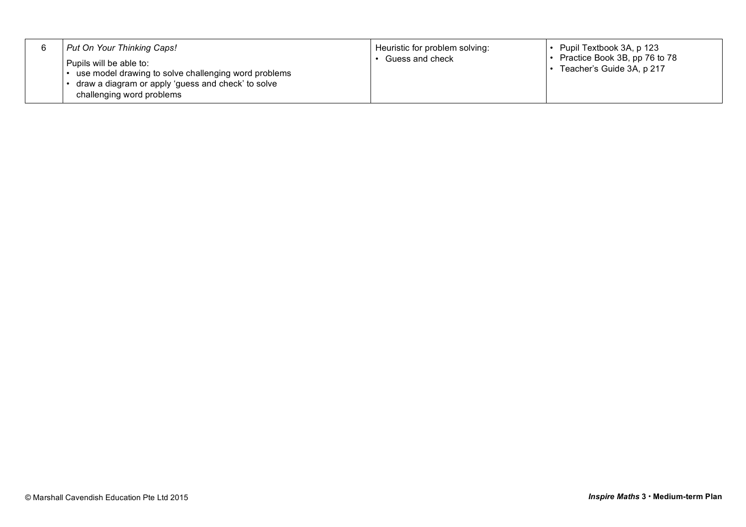| | | | |
|---|---|---|---|
| 6 | *Put On Your Thinking Caps!*<br><br>Pupils will be able to:<br>• use model drawing to solve challenging word problems<br>• draw a diagram or apply 'guess and check' to solve challenging word problems | Heuristic for problem solving:<br>• Guess and check | • Pupil Textbook 3A, p 123<br>• Practice Book 3B, pp 76 to 78<br>• Teacher's Guide 3A, p 217 |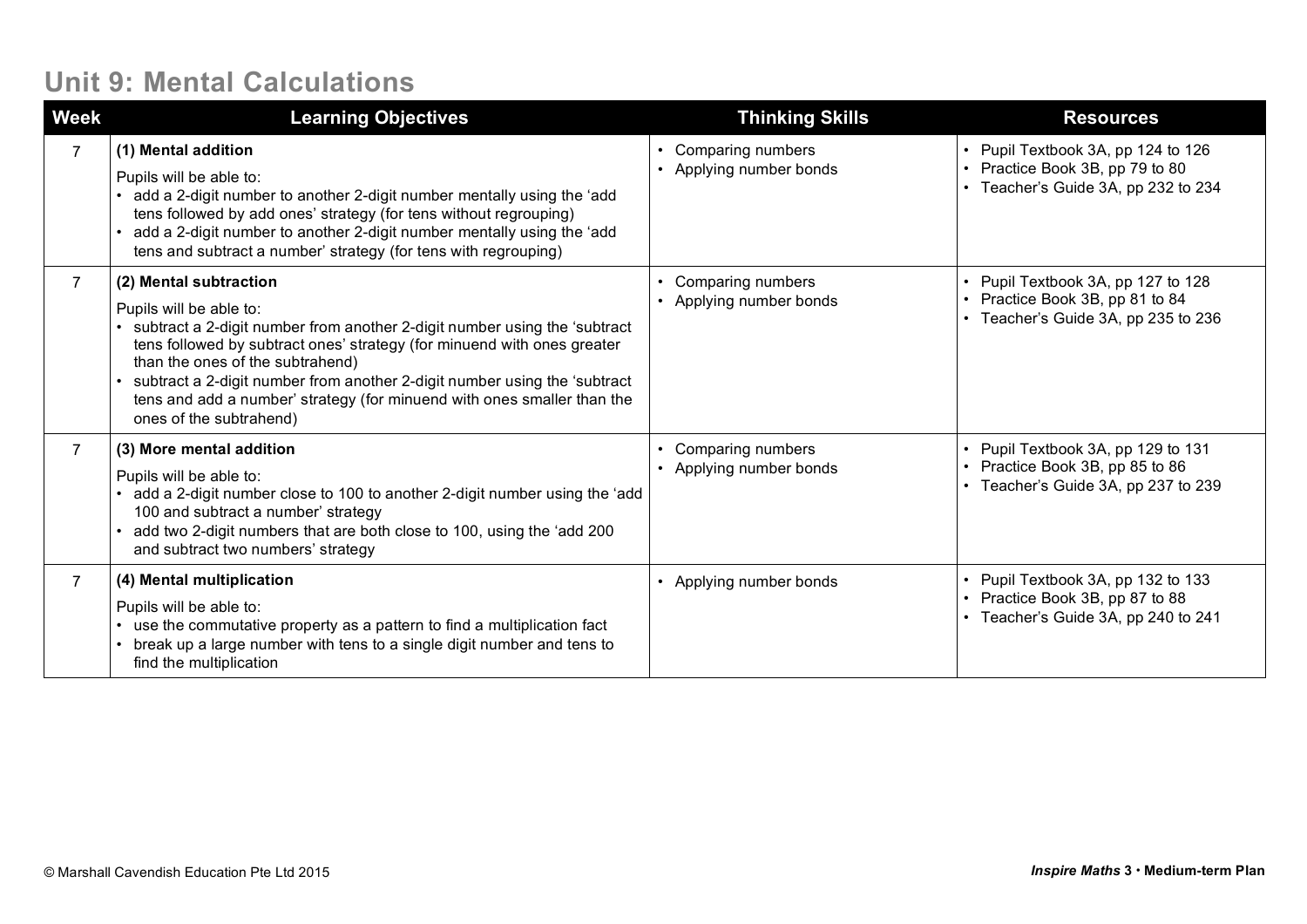## Unit 9: Mental Calculations

| Week | Learning Objectives | Thinking Skills | Resources |
|---|---|---|---|
| 7 | **(1) Mental addition**<br>Pupils will be able to:<br>• add a 2-digit number to another 2-digit number mentally using the 'add tens followed by add ones' strategy (for tens without regrouping)<br>• add a 2-digit number to another 2-digit number mentally using the 'add tens and subtract a number' strategy (for tens with regrouping) | • Comparing numbers<br>• Applying number bonds | • Pupil Textbook 3A, pp 124 to 126<br>• Practice Book 3B, pp 79 to 80<br>• Teacher's Guide 3A, pp 232 to 234 |
| 7 | **(2) Mental subtraction**<br>Pupils will be able to:<br>• subtract a 2-digit number from another 2-digit number using the 'subtract tens followed by subtract ones' strategy (for minuend with ones greater than the ones of the subtrahend)<br>• subtract a 2-digit number from another 2-digit number using the 'subtract tens and add a number' strategy (for minuend with ones smaller than the ones of the subtrahend) | • Comparing numbers<br>• Applying number bonds | • Pupil Textbook 3A, pp 127 to 128<br>• Practice Book 3B, pp 81 to 84<br>• Teacher's Guide 3A, pp 235 to 236 |
| 7 | **(3) More mental addition**<br>Pupils will be able to:<br>• add a 2-digit number close to 100 to another 2-digit number using the 'add 100 and subtract a number' strategy<br>• add two 2-digit numbers that are both close to 100, using the 'add 200 and subtract two numbers' strategy | • Comparing numbers<br>• Applying number bonds | • Pupil Textbook 3A, pp 129 to 131<br>• Practice Book 3B, pp 85 to 86<br>• Teacher's Guide 3A, pp 237 to 239 |
| 7 | **(4) Mental multiplication**<br>Pupils will be able to:<br>• use the commutative property as a pattern to find a multiplication fact<br>• break up a large number with tens to a single digit number and tens to find the multiplication | • Applying number bonds | • Pupil Textbook 3A, pp 132 to 133<br>• Practice Book 3B, pp 87 to 88<br>• Teacher's Guide 3A, pp 240 to 241 |

© Marshall Cavendish Education Pte Ltd 2015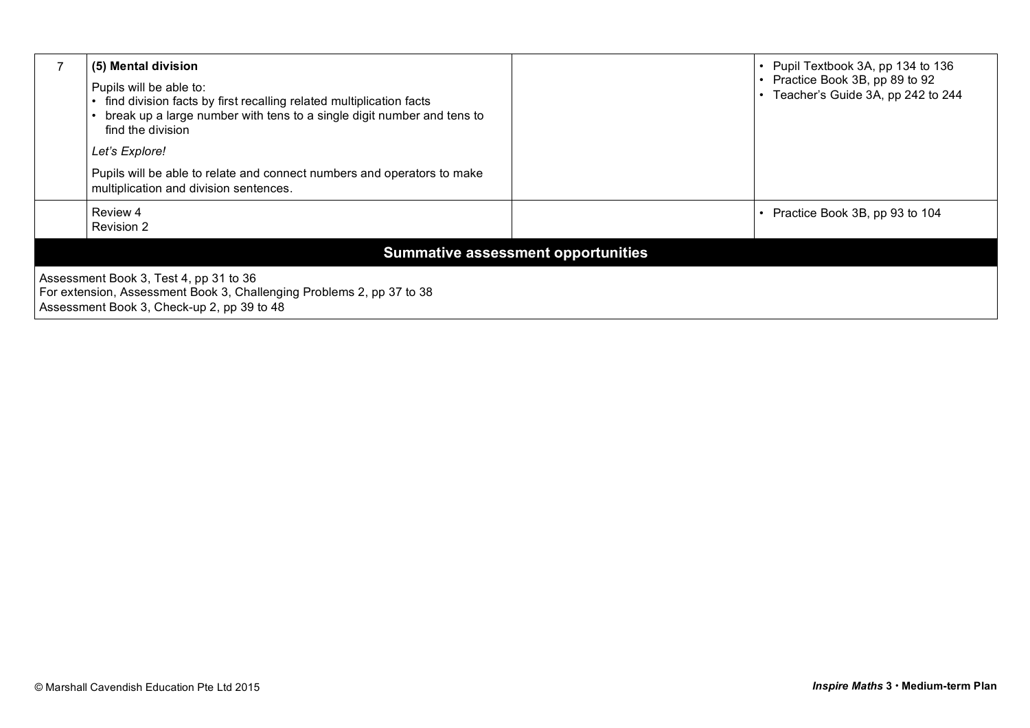| | | | |
|---|---|---|---|
| 7 | **(5) Mental division**<br><br>Pupils will be able to:<br>• find division facts by first recalling related multiplication facts<br>• break up a large number with tens to a single digit number and tens to find the division<br><br>*Let's Explore!*<br><br>Pupils will be able to relate and connect numbers and operators to make multiplication and division sentences. | | • Pupil Textbook 3A, pp 134 to 136<br>• Practice Book 3B, pp 89 to 92<br>• Teacher's Guide 3A, pp 242 to 244 |
| | Review 4<br>Revision 2 | | • Practice Book 3B, pp 93 to 104 |

**Summative assessment opportunities**

Assessment Book 3, Test 4, pp 31 to 36
For extension, Assessment Book 3, Challenging Problems 2, pp 37 to 38
Assessment Book 3, Check-up 2, pp 39 to 48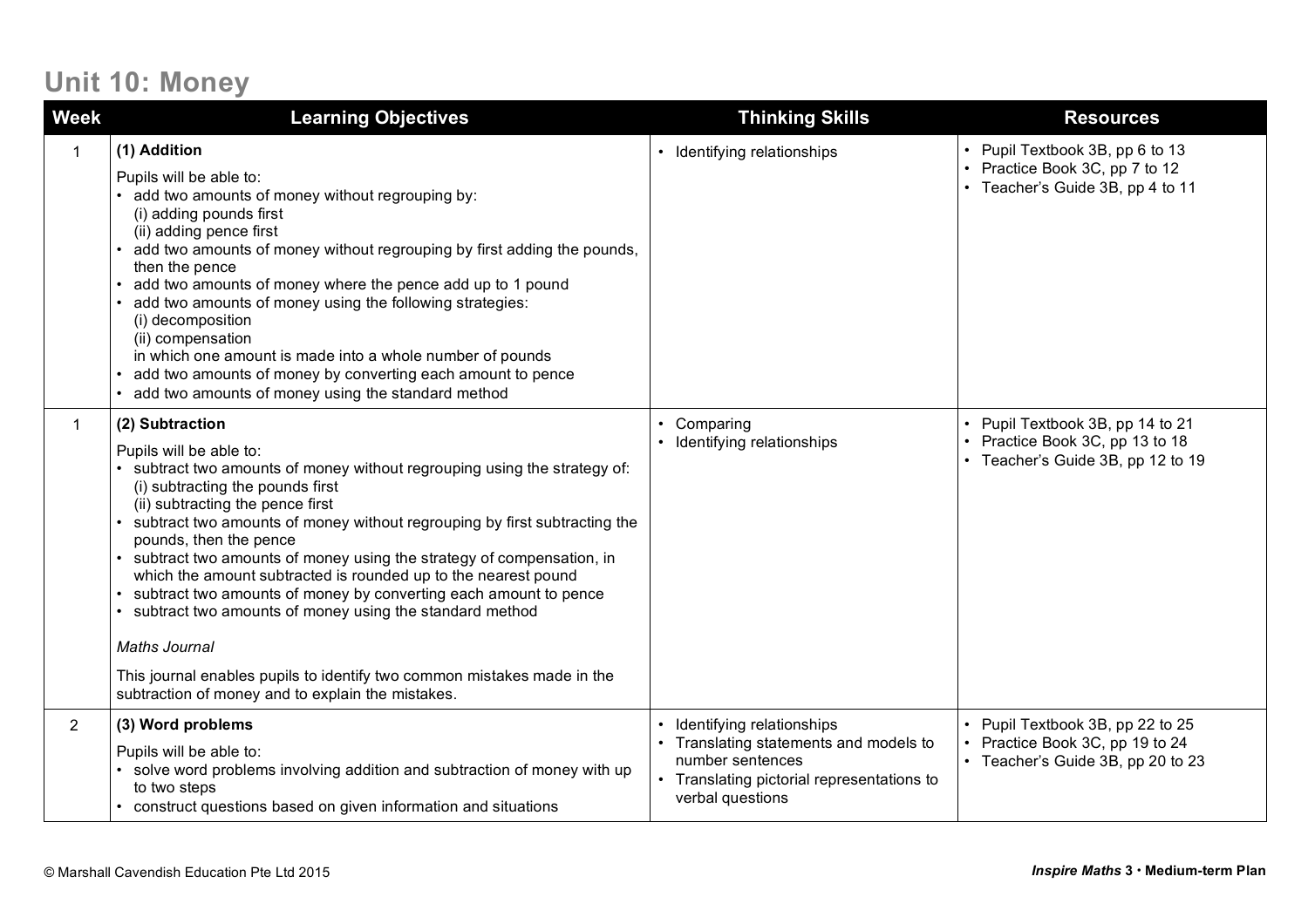## Unit 10: Money

| Week | Learning Objectives | Thinking Skills | Resources |
|---|---|---|---|
| 1 | **(1) Addition**<br><br>Pupils will be able to:<br>• add two amounts of money without regrouping by:<br>(i) adding pounds first<br>(ii) adding pence first<br>• add two amounts of money without regrouping by first adding the pounds, then the pence<br>• add two amounts of money where the pence add up to 1 pound<br>• add two amounts of money using the following strategies:<br>(i) decomposition<br>(ii) compensation<br>in which one amount is made into a whole number of pounds<br>• add two amounts of money by converting each amount to pence<br>• add two amounts of money using the standard method | • Identifying relationships | • Pupil Textbook 3B, pp 6 to 13<br>• Practice Book 3C, pp 7 to 12<br>• Teacher's Guide 3B, pp 4 to 11 |
| 1 | **(2) Subtraction**<br><br>Pupils will be able to:<br>• subtract two amounts of money without regrouping using the strategy of:<br>(i) subtracting the pounds first<br>(ii) subtracting the pence first<br>• subtract two amounts of money without regrouping by first subtracting the pounds, then the pence<br>• subtract two amounts of money using the strategy of compensation, in which the amount subtracted is rounded up to the nearest pound<br>• subtract two amounts of money by converting each amount to pence<br>• subtract two amounts of money using the standard method<br><br>*Maths Journal*<br><br>This journal enables pupils to identify two common mistakes made in the subtraction of money and to explain the mistakes. | • Comparing<br>• Identifying relationships | • Pupil Textbook 3B, pp 14 to 21<br>• Practice Book 3C, pp 13 to 18<br>• Teacher's Guide 3B, pp 12 to 19 |
| 2 | **(3) Word problems**<br><br>Pupils will be able to:<br>• solve word problems involving addition and subtraction of money with up to two steps<br>• construct questions based on given information and situations | • Identifying relationships<br>• Translating statements and models to number sentences<br>• Translating pictorial representations to verbal questions | • Pupil Textbook 3B, pp 22 to 25<br>• Practice Book 3C, pp 19 to 24<br>• Teacher's Guide 3B, pp 20 to 23 |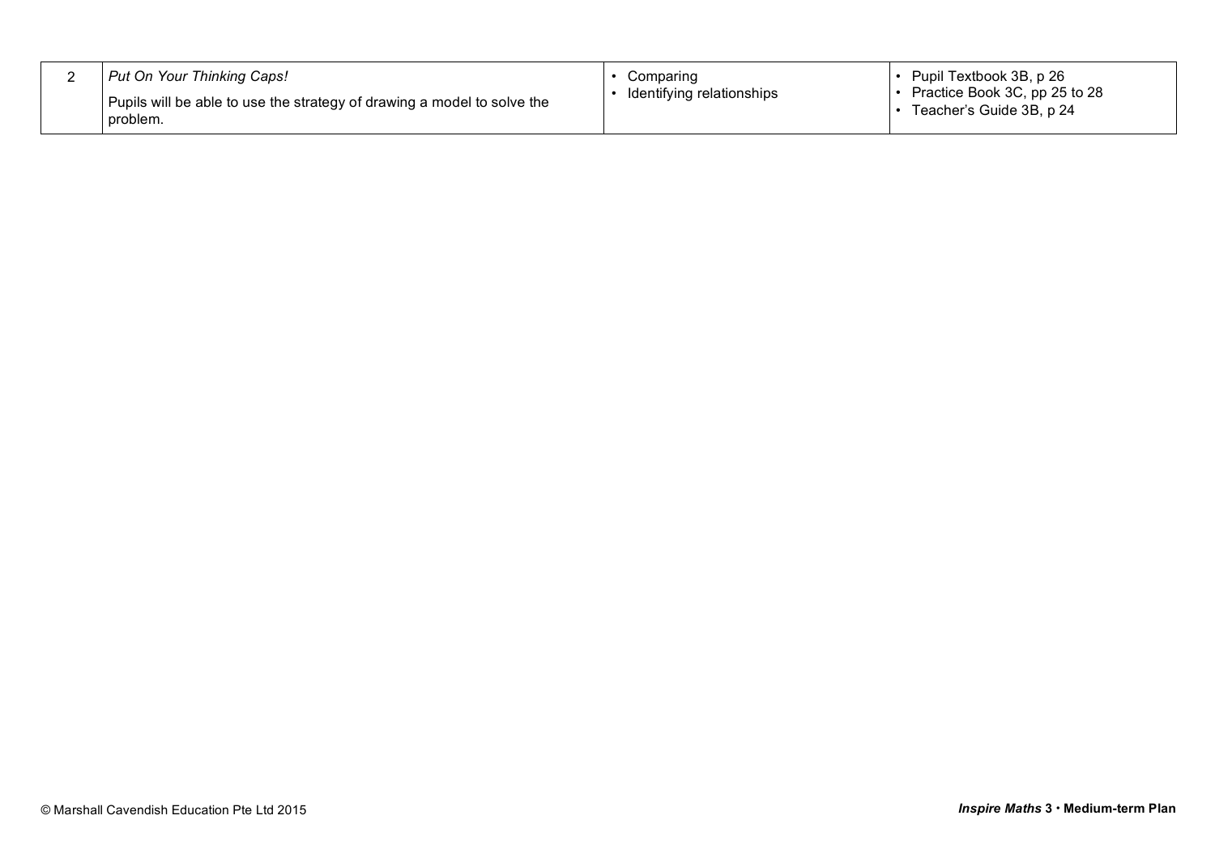| | | | |
|---|---|---|---|
| 2 | *Put On Your Thinking Caps!*<br><br>Pupils will be able to use the strategy of drawing a model to solve the problem. | • Comparing<br>• Identifying relationships | • Pupil Textbook 3B, p 26<br>• Practice Book 3C, pp 25 to 28<br>• Teacher's Guide 3B, p 24 |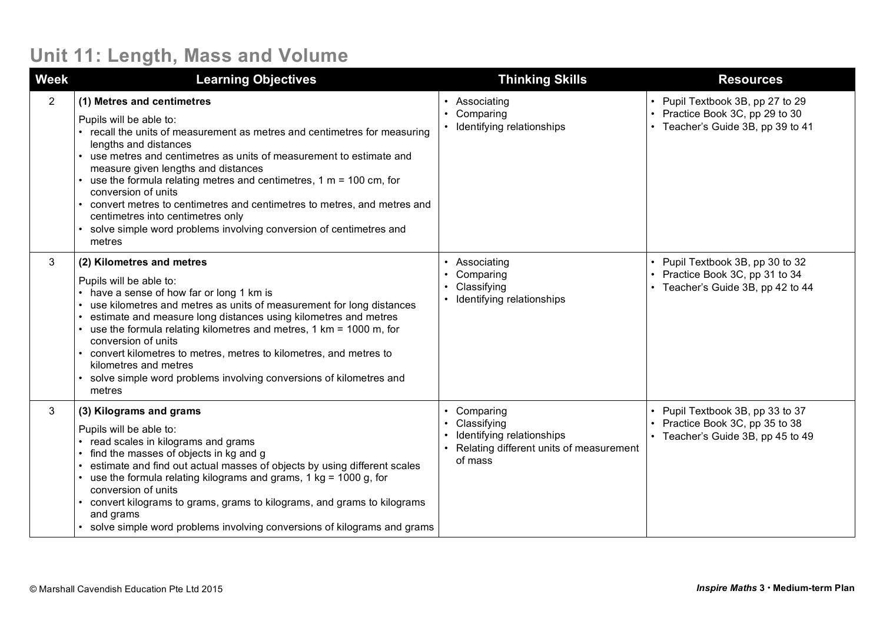# Unit 11: Length, Mass and Volume

| Week | Learning Objectives | Thinking Skills | Resources |
|---|---|---|---|
| 2 | **(1) Metres and centimetres**<br><br>Pupils will be able to:<br>• recall the units of measurement as metres and centimetres for measuring lengths and distances<br>• use metres and centimetres as units of measurement to estimate and measure given lengths and distances<br>• use the formula relating metres and centimetres, 1 m = 100 cm, for conversion of units<br>• convert metres to centimetres and centimetres to metres, and metres and centimetres into centimetres only<br>• solve simple word problems involving conversion of centimetres and metres | • Associating<br>• Comparing<br>• Identifying relationships | • Pupil Textbook 3B, pp 27 to 29<br>• Practice Book 3C, pp 29 to 30<br>• Teacher's Guide 3B, pp 39 to 41 |
| 3 | **(2) Kilometres and metres**<br><br>Pupils will be able to:<br>• have a sense of how far or long 1 km is<br>• use kilometres and metres as units of measurement for long distances<br>• estimate and measure long distances using kilometres and metres<br>• use the formula relating kilometres and metres, 1 km = 1000 m, for conversion of units<br>• convert kilometres to metres, metres to kilometres, and metres to kilometres and metres<br>• solve simple word problems involving conversions of kilometres and metres | • Associating<br>• Comparing<br>• Classifying<br>• Identifying relationships | • Pupil Textbook 3B, pp 30 to 32<br>• Practice Book 3C, pp 31 to 34<br>• Teacher's Guide 3B, pp 42 to 44 |
| 3 | **(3) Kilograms and grams**<br><br>Pupils will be able to:<br>• read scales in kilograms and grams<br>• find the masses of objects in kg and g<br>• estimate and find out actual masses of objects by using different scales<br>• use the formula relating kilograms and grams, 1 kg = 1000 g, for conversion of units<br>• convert kilograms to grams, grams to kilograms, and grams to kilograms and grams<br>• solve simple word problems involving conversions of kilograms and grams | • Comparing<br>• Classifying<br>• Identifying relationships<br>• Relating different units of measurement of mass | • Pupil Textbook 3B, pp 33 to 37<br>• Practice Book 3C, pp 35 to 38<br>• Teacher's Guide 3B, pp 45 to 49 |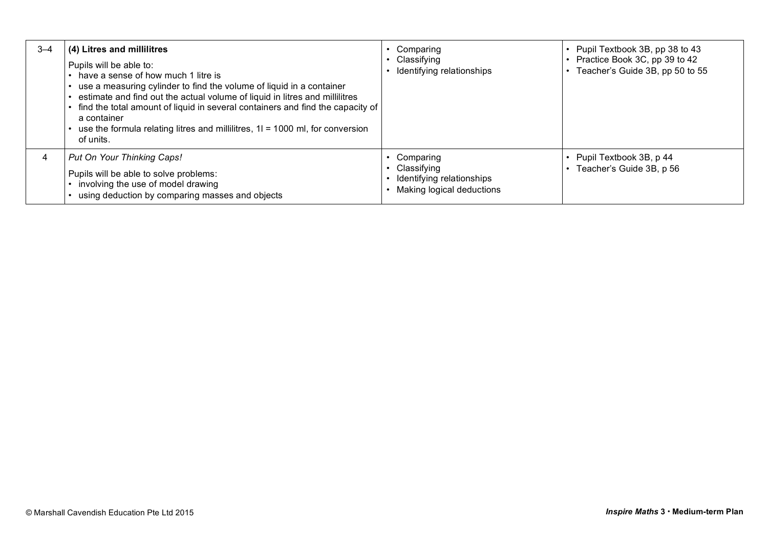| 3–4 | **(4) Litres and millilitres**<br>Pupils will be able to:<br>• have a sense of how much 1 litre is<br>• use a measuring cylinder to find the volume of liquid in a container<br>• estimate and find out the actual volume of liquid in litres and millilitres<br>• find the total amount of liquid in several containers and find the capacity of a container<br>• use the formula relating litres and millilitres, 1l = 1000 ml, for conversion of units. | • Comparing<br>• Classifying<br>• Identifying relationships | • Pupil Textbook 3B, pp 38 to 43<br>• Practice Book 3C, pp 39 to 42<br>• Teacher's Guide 3B, pp 50 to 55 |
|---|---|---|---|
| 4 | *Put On Your Thinking Caps!*<br>Pupils will be able to solve problems:<br>• involving the use of model drawing<br>• using deduction by comparing masses and objects | • Comparing<br>• Classifying<br>• Identifying relationships<br>• Making logical deductions | • Pupil Textbook 3B, p 44<br>• Teacher's Guide 3B, p 56 |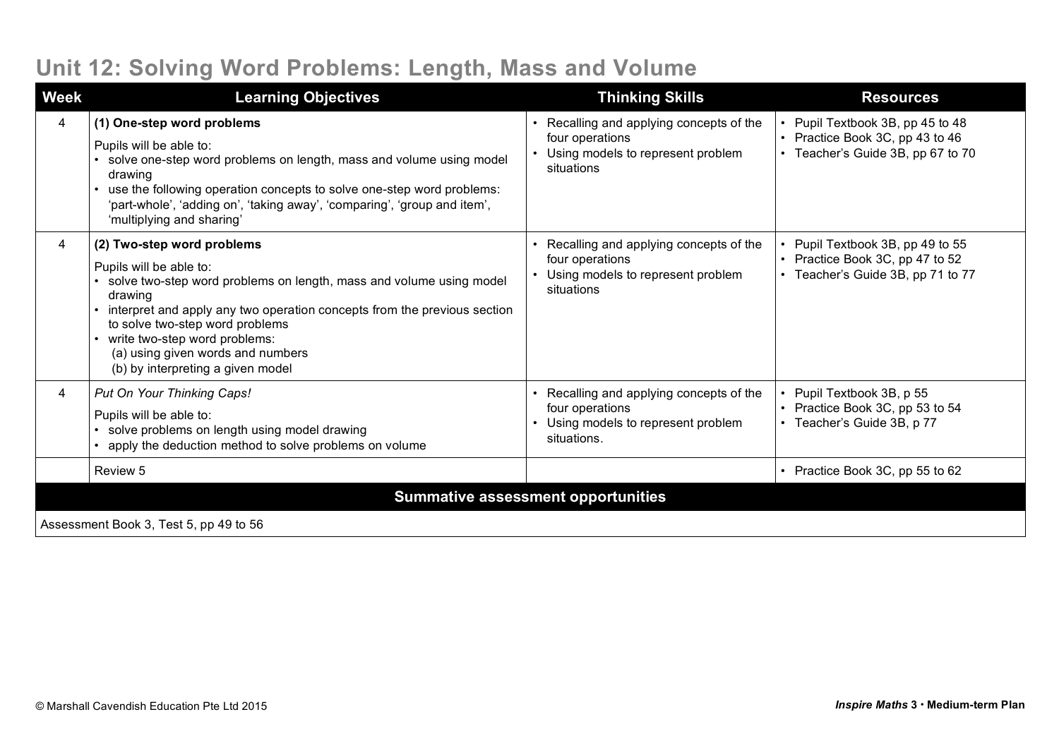# Unit 12: Solving Word Problems: Length, Mass and Volume

| Week | Learning Objectives | Thinking Skills | Resources |
|---|---|---|---|
| 4 | **(1) One-step word problems**<br><br>Pupils will be able to:<br>• solve one-step word problems on length, mass and volume using model drawing<br>• use the following operation concepts to solve one-step word problems: 'part-whole', 'adding on', 'taking away', 'comparing', 'group and item', 'multiplying and sharing' | • Recalling and applying concepts of the four operations<br>• Using models to represent problem situations | • Pupil Textbook 3B, pp 45 to 48<br>• Practice Book 3C, pp 43 to 46<br>• Teacher's Guide 3B, pp 67 to 70 |
| 4 | **(2) Two-step word problems**<br><br>Pupils will be able to:<br>• solve two-step word problems on length, mass and volume using model drawing<br>• interpret and apply any two operation concepts from the previous section to solve two-step word problems<br>• write two-step word problems:<br>(a) using given words and numbers<br>(b) by interpreting a given model | • Recalling and applying concepts of the four operations<br>• Using models to represent problem situations | • Pupil Textbook 3B, pp 49 to 55<br>• Practice Book 3C, pp 47 to 52<br>• Teacher's Guide 3B, pp 71 to 77 |
| 4 | *Put On Your Thinking Caps!*<br><br>Pupils will be able to:<br>• solve problems on length using model drawing<br>• apply the deduction method to solve problems on volume | • Recalling and applying concepts of the four operations<br>• Using models to represent problem situations. | • Pupil Textbook 3B, p 55<br>• Practice Book 3C, pp 53 to 54<br>• Teacher's Guide 3B, p 77 |
| | Review 5 | | • Practice Book 3C, pp 55 to 62 |

**Summative assessment opportunities**

Assessment Book 3, Test 5, pp 49 to 56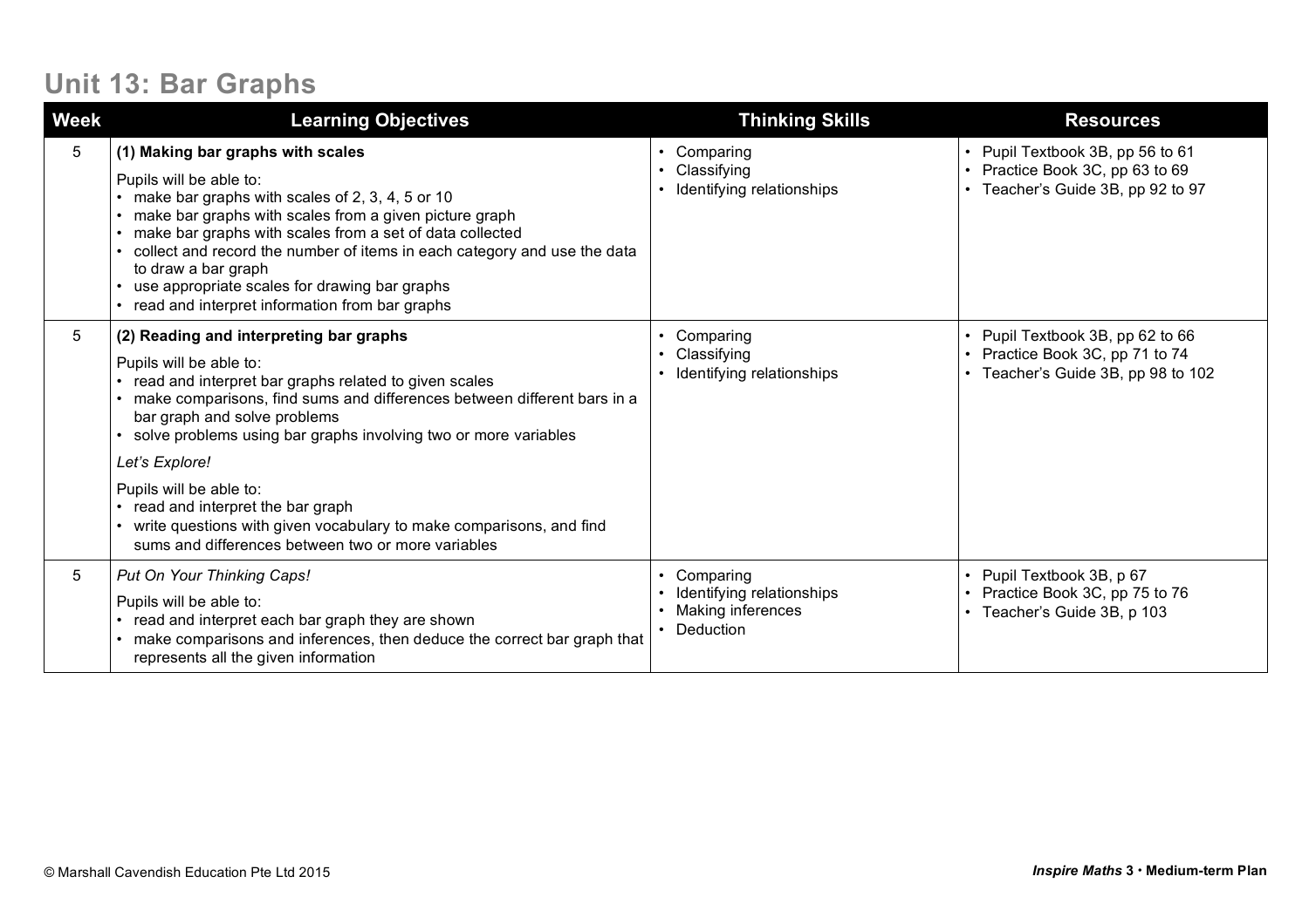# Unit 13: Bar Graphs

| Week | Learning Objectives | Thinking Skills | Resources |
|---|---|---|---|
| 5 | **(1) Making bar graphs with scales**<br><br>Pupils will be able to:<br>• make bar graphs with scales of 2, 3, 4, 5 or 10<br>• make bar graphs with scales from a given picture graph<br>• make bar graphs with scales from a set of data collected<br>• collect and record the number of items in each category and use the data to draw a bar graph<br>• use appropriate scales for drawing bar graphs<br>• read and interpret information from bar graphs | • Comparing<br>• Classifying<br>• Identifying relationships | • Pupil Textbook 3B, pp 56 to 61<br>• Practice Book 3C, pp 63 to 69<br>• Teacher's Guide 3B, pp 92 to 97 |
| 5 | **(2) Reading and interpreting bar graphs**<br><br>Pupils will be able to:<br>• read and interpret bar graphs related to given scales<br>• make comparisons, find sums and differences between different bars in a bar graph and solve problems<br>• solve problems using bar graphs involving two or more variables<br><br>*Let's Explore!*<br><br>Pupils will be able to:<br>• read and interpret the bar graph<br>• write questions with given vocabulary to make comparisons, and find sums and differences between two or more variables | • Comparing<br>• Classifying<br>• Identifying relationships | • Pupil Textbook 3B, pp 62 to 66<br>• Practice Book 3C, pp 71 to 74<br>• Teacher's Guide 3B, pp 98 to 102 |
| 5 | *Put On Your Thinking Caps!*<br><br>Pupils will be able to:<br>• read and interpret each bar graph they are shown<br>• make comparisons and inferences, then deduce the correct bar graph that represents all the given information | • Comparing<br>• Identifying relationships<br>• Making inferences<br>• Deduction | • Pupil Textbook 3B, p 67<br>• Practice Book 3C, pp 75 to 76<br>• Teacher's Guide 3B, p 103 |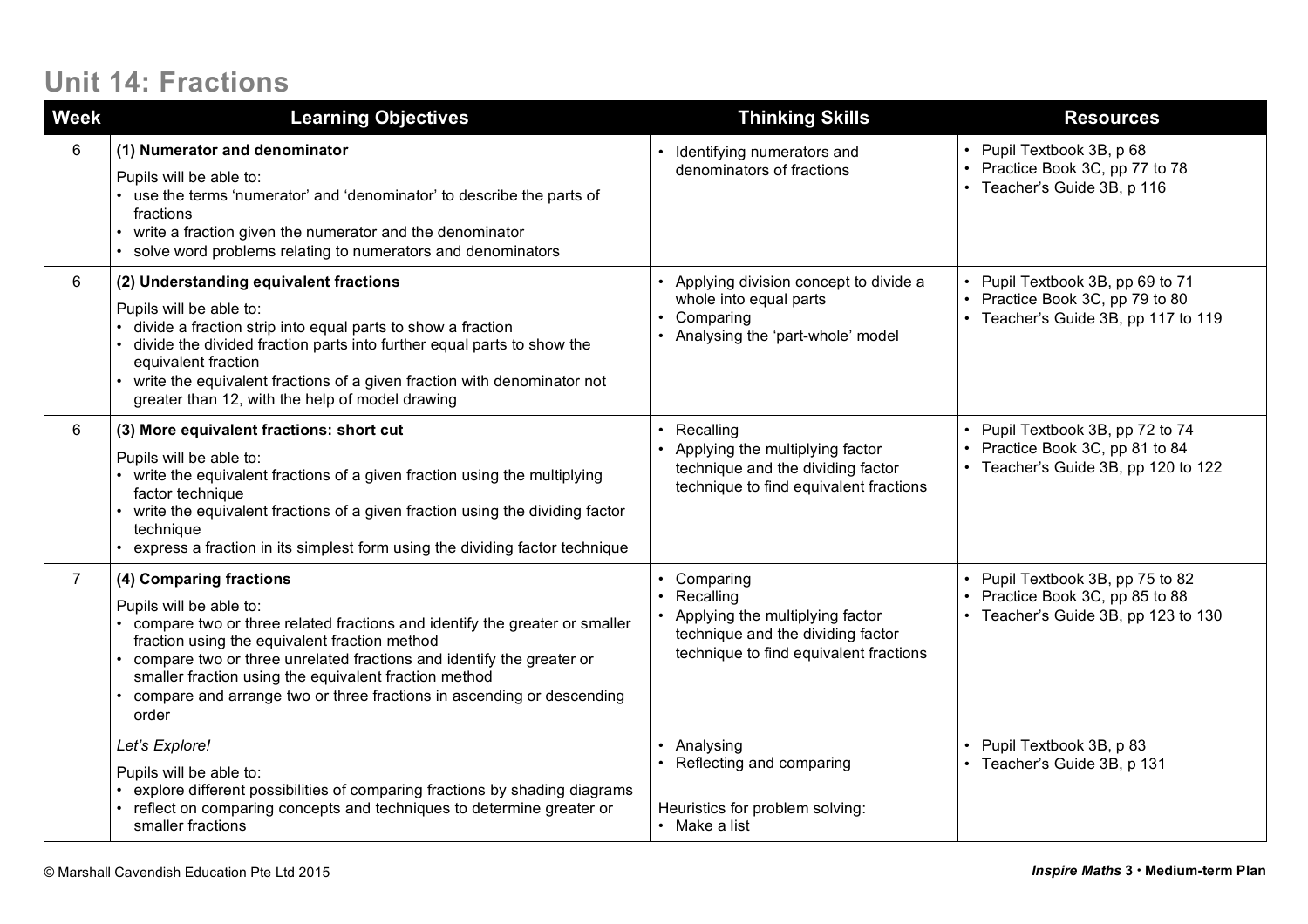# Unit 14: Fractions

| Week | Learning Objectives | Thinking Skills | Resources |
|---|---|---|---|
| 6 | **(1) Numerator and denominator**<br>Pupils will be able to:<br>• use the terms 'numerator' and 'denominator' to describe the parts of fractions<br>• write a fraction given the numerator and the denominator<br>• solve word problems relating to numerators and denominators | • Identifying numerators and denominators of fractions | • Pupil Textbook 3B, p 68<br>• Practice Book 3C, pp 77 to 78<br>• Teacher's Guide 3B, p 116 |
| 6 | **(2) Understanding equivalent fractions**<br>Pupils will be able to:<br>• divide a fraction strip into equal parts to show a fraction<br>• divide the divided fraction parts into further equal parts to show the equivalent fraction<br>• write the equivalent fractions of a given fraction with denominator not greater than 12, with the help of model drawing | • Applying division concept to divide a whole into equal parts<br>• Comparing<br>• Analysing the 'part-whole' model | • Pupil Textbook 3B, pp 69 to 71<br>• Practice Book 3C, pp 79 to 80<br>• Teacher's Guide 3B, pp 117 to 119 |
| 6 | **(3) More equivalent fractions: short cut**<br>Pupils will be able to:<br>• write the equivalent fractions of a given fraction using the multiplying factor technique<br>• write the equivalent fractions of a given fraction using the dividing factor technique<br>• express a fraction in its simplest form using the dividing factor technique | • Recalling<br>• Applying the multiplying factor technique and the dividing factor technique to find equivalent fractions | • Pupil Textbook 3B, pp 72 to 74<br>• Practice Book 3C, pp 81 to 84<br>• Teacher's Guide 3B, pp 120 to 122 |
| 7 | **(4) Comparing fractions**<br>Pupils will be able to:<br>• compare two or three related fractions and identify the greater or smaller fraction using the equivalent fraction method<br>• compare two or three unrelated fractions and identify the greater or smaller fraction using the equivalent fraction method<br>• compare and arrange two or three fractions in ascending or descending order | • Comparing<br>• Recalling<br>• Applying the multiplying factor technique and the dividing factor technique to find equivalent fractions | • Pupil Textbook 3B, pp 75 to 82<br>• Practice Book 3C, pp 85 to 88<br>• Teacher's Guide 3B, pp 123 to 130 |
| | *Let's Explore!*<br>Pupils will be able to:<br>• explore different possibilities of comparing fractions by shading diagrams<br>• reflect on comparing concepts and techniques to determine greater or smaller fractions | • Analysing<br>• Reflecting and comparing<br><br>Heuristics for problem solving:<br>• Make a list | • Pupil Textbook 3B, p 83<br>• Teacher's Guide 3B, p 131 |

© Marshall Cavendish Education Pte Ltd 2015

*Inspire Maths* **3 • Medium-term Plan**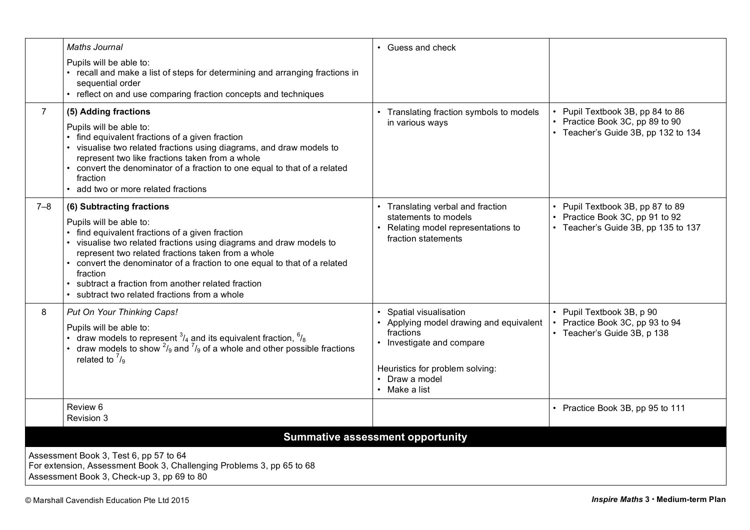| | | | |
|---|---|---|---|
| | *Maths Journal*<br><br>Pupils will be able to:<br>• recall and make a list of steps for determining and arranging fractions in sequential order<br>• reflect on and use comparing fraction concepts and techniques | • Guess and check | |
| 7 | **(5) Adding fractions**<br><br>Pupils will be able to:<br>• find equivalent fractions of a given fraction<br>• visualise two related fractions using diagrams, and draw models to represent two like fractions taken from a whole<br>• convert the denominator of a fraction to one equal to that of a related fraction<br>• add two or more related fractions | • Translating fraction symbols to models in various ways | • Pupil Textbook 3B, pp 84 to 86<br>• Practice Book 3C, pp 89 to 90<br>• Teacher's Guide 3B, pp 132 to 134 |
| 7–8 | **(6) Subtracting fractions**<br><br>Pupils will be able to:<br>• find equivalent fractions of a given fraction<br>• visualise two related fractions using diagrams and draw models to represent two related fractions taken from a whole<br>• convert the denominator of a fraction to one equal to that of a related fraction<br>• subtract a fraction from another related fraction<br>• subtract two related fractions from a whole | • Translating verbal and fraction statements to models<br>• Relating model representations to fraction statements | • Pupil Textbook 3B, pp 87 to 89<br>• Practice Book 3C, pp 91 to 92<br>• Teacher's Guide 3B, pp 135 to 137 |
| 8 | *Put On Your Thinking Caps!*<br><br>Pupils will be able to:<br>• draw models to represent $^3/_4$ and its equivalent fraction, $^6/_8$<br>• draw models to show $^2/_9$ and $^7/_9$ of a whole and other possible fractions related to $^7/_9$ | • Spatial visualisation<br>• Applying model drawing and equivalent fractions<br>• Investigate and compare<br><br>Heuristics for problem solving:<br>• Draw a model<br>• Make a list | • Pupil Textbook 3B, p 90<br>• Practice Book 3C, pp 93 to 94<br>• Teacher's Guide 3B, p 138 |
| | Review 6<br>Revision 3 | | • Practice Book 3B, pp 95 to 111 |

**Summative assessment opportunity**

Assessment Book 3, Test 6, pp 57 to 64
For extension, Assessment Book 3, Challenging Problems 3, pp 65 to 68
Assessment Book 3, Check-up 3, pp 69 to 80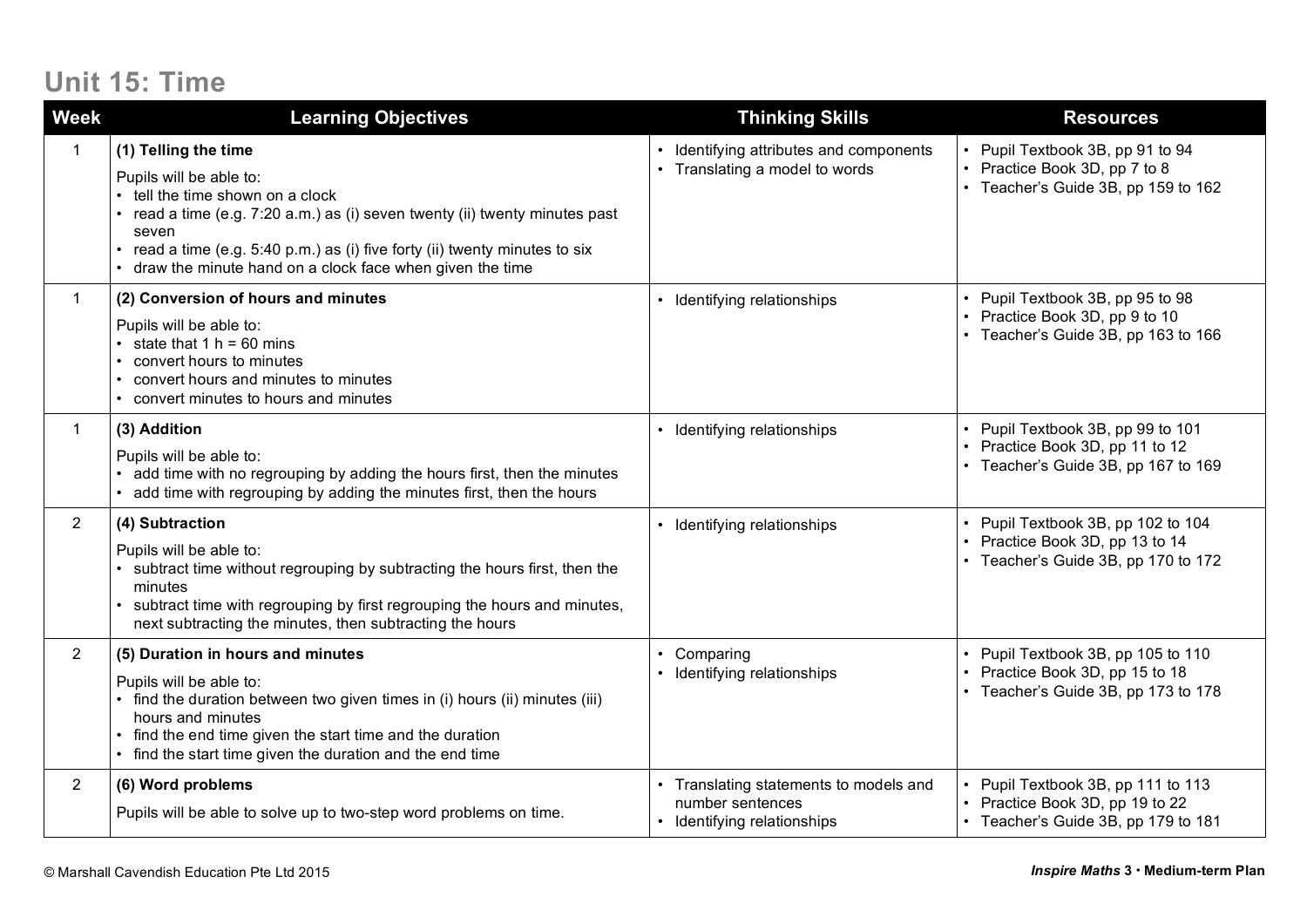# Unit 15: Time

| Week | Learning Objectives | Thinking Skills | Resources |
|---|---|---|---|
| 1 | **(1) Telling the time**<br>Pupils will be able to:<br>• tell the time shown on a clock<br>• read a time (e.g. 7:20 a.m.) as (i) seven twenty (ii) twenty minutes past seven<br>• read a time (e.g. 5:40 p.m.) as (i) five forty (ii) twenty minutes to six<br>• draw the minute hand on a clock face when given the time | • Identifying attributes and components<br>• Translating a model to words | • Pupil Textbook 3B, pp 91 to 94<br>• Practice Book 3D, pp 7 to 8<br>• Teacher's Guide 3B, pp 159 to 162 |
| 1 | **(2) Conversion of hours and minutes**<br>Pupils will be able to:<br>• state that 1 h = 60 mins<br>• convert hours to minutes<br>• convert hours and minutes to minutes<br>• convert minutes to hours and minutes | • Identifying relationships | • Pupil Textbook 3B, pp 95 to 98<br>• Practice Book 3D, pp 9 to 10<br>• Teacher's Guide 3B, pp 163 to 166 |
| 1 | **(3) Addition**<br>Pupils will be able to:<br>• add time with no regrouping by adding the hours first, then the minutes<br>• add time with regrouping by adding the minutes first, then the hours | • Identifying relationships | • Pupil Textbook 3B, pp 99 to 101<br>• Practice Book 3D, pp 11 to 12<br>• Teacher's Guide 3B, pp 167 to 169 |
| 2 | **(4) Subtraction**<br>Pupils will be able to:<br>• subtract time without regrouping by subtracting the hours first, then the minutes<br>• subtract time with regrouping by first regrouping the hours and minutes, next subtracting the minutes, then subtracting the hours | • Identifying relationships | • Pupil Textbook 3B, pp 102 to 104<br>• Practice Book 3D, pp 13 to 14<br>• Teacher's Guide 3B, pp 170 to 172 |
| 2 | **(5) Duration in hours and minutes**<br>Pupils will be able to:<br>• find the duration between two given times in (i) hours (ii) minutes (iii) hours and minutes<br>• find the end time given the start time and the duration<br>• find the start time given the duration and the end time | • Comparing<br>• Identifying relationships | • Pupil Textbook 3B, pp 105 to 110<br>• Practice Book 3D, pp 15 to 18<br>• Teacher's Guide 3B, pp 173 to 178 |
| 2 | **(6) Word problems**<br>Pupils will be able to solve up to two-step word problems on time. | • Translating statements to models and number sentences<br>• Identifying relationships | • Pupil Textbook 3B, pp 111 to 113<br>• Practice Book 3D, pp 19 to 22<br>• Teacher's Guide 3B, pp 179 to 181 |

© Marshall Cavendish Education Pte Ltd 2015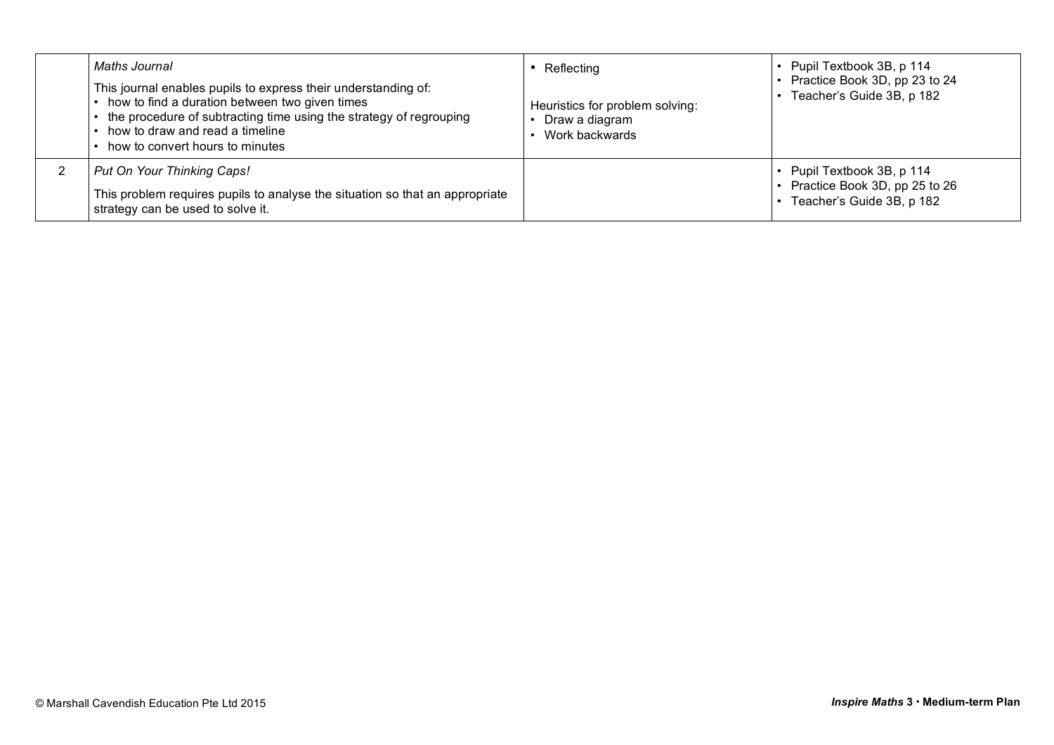| | | | |
|---|---|---|---|
| | *Maths Journal*<br>This journal enables pupils to express their understanding of:<br>• how to find a duration between two given times<br>• the procedure of subtracting time using the strategy of regrouping<br>• how to draw and read a timeline<br>• how to convert hours to minutes | • Reflecting<br><br>Heuristics for problem solving:<br>• Draw a diagram<br>• Work backwards | • Pupil Textbook 3B, p 114<br>• Practice Book 3D, pp 23 to 24<br>• Teacher's Guide 3B, p 182 |
| 2 | *Put On Your Thinking Caps!*<br>This problem requires pupils to analyse the situation so that an appropriate strategy can be used to solve it. | | • Pupil Textbook 3B, p 114<br>• Practice Book 3D, pp 25 to 26<br>• Teacher's Guide 3B, p 182 |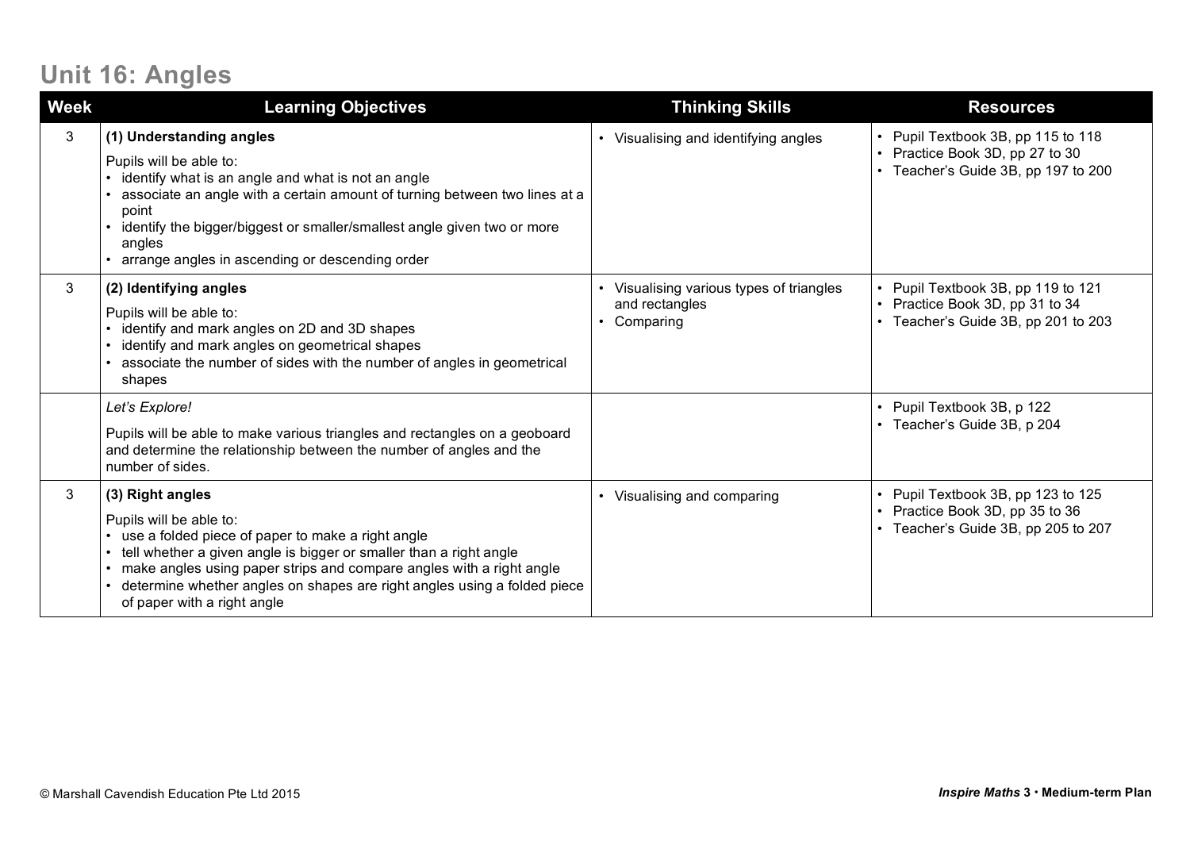## Unit 16: Angles

| Week | Learning Objectives | Thinking Skills | Resources |
|---|---|---|---|
| 3 | **(1) Understanding angles**<br>Pupils will be able to:<br>• identify what is an angle and what is not an angle<br>• associate an angle with a certain amount of turning between two lines at a point<br>• identify the bigger/biggest or smaller/smallest angle given two or more angles<br>• arrange angles in ascending or descending order | • Visualising and identifying angles | • Pupil Textbook 3B, pp 115 to 118<br>• Practice Book 3D, pp 27 to 30<br>• Teacher's Guide 3B, pp 197 to 200 |
| 3 | **(2) Identifying angles**<br>Pupils will be able to:<br>• identify and mark angles on 2D and 3D shapes<br>• identify and mark angles on geometrical shapes<br>• associate the number of sides with the number of angles in geometrical shapes | • Visualising various types of triangles and rectangles<br>• Comparing | • Pupil Textbook 3B, pp 119 to 121<br>• Practice Book 3D, pp 31 to 34<br>• Teacher's Guide 3B, pp 201 to 203 |
| | *Let's Explore!*<br>Pupils will be able to make various triangles and rectangles on a geoboard and determine the relationship between the number of angles and the number of sides. | | • Pupil Textbook 3B, p 122<br>• Teacher's Guide 3B, p 204 |
| 3 | **(3) Right angles**<br>Pupils will be able to:<br>• use a folded piece of paper to make a right angle<br>• tell whether a given angle is bigger or smaller than a right angle<br>• make angles using paper strips and compare angles with a right angle<br>• determine whether angles on shapes are right angles using a folded piece of paper with a right angle | • Visualising and comparing | • Pupil Textbook 3B, pp 123 to 125<br>• Practice Book 3D, pp 35 to 36<br>• Teacher's Guide 3B, pp 205 to 207 |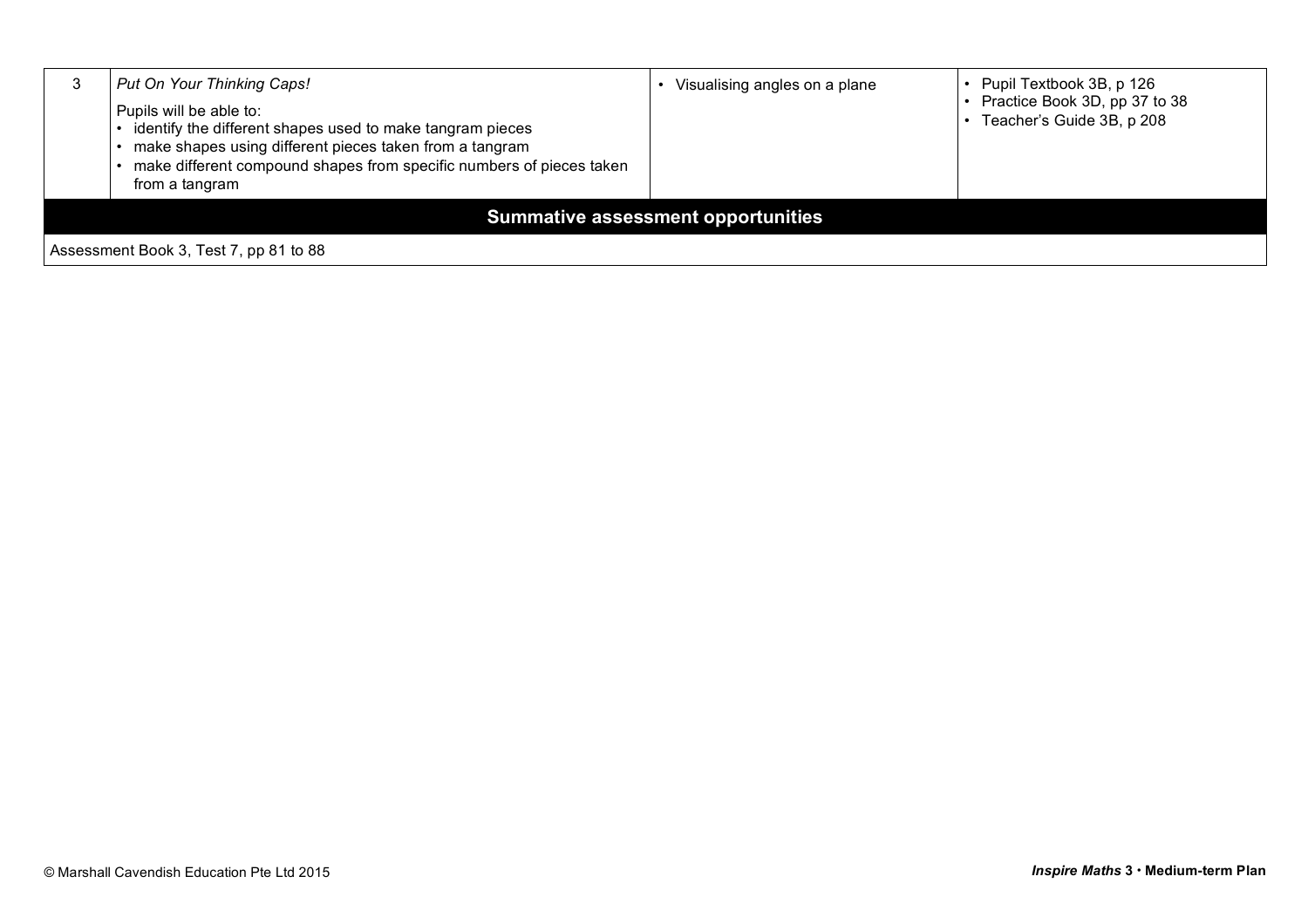| | | | |
|---|---|---|---|
| 3 | *Put On Your Thinking Caps!*<br><br>Pupils will be able to:<br>• identify the different shapes used to make tangram pieces<br>• make shapes using different pieces taken from a tangram<br>• make different compound shapes from specific numbers of pieces taken from a tangram | • Visualising angles on a plane | • Pupil Textbook 3B, p 126<br>• Practice Book 3D, pp 37 to 38<br>• Teacher's Guide 3B, p 208 |
| **Summative assessment opportunities** | | | |
| Assessment Book 3, Test 7, pp 81 to 88 | | | |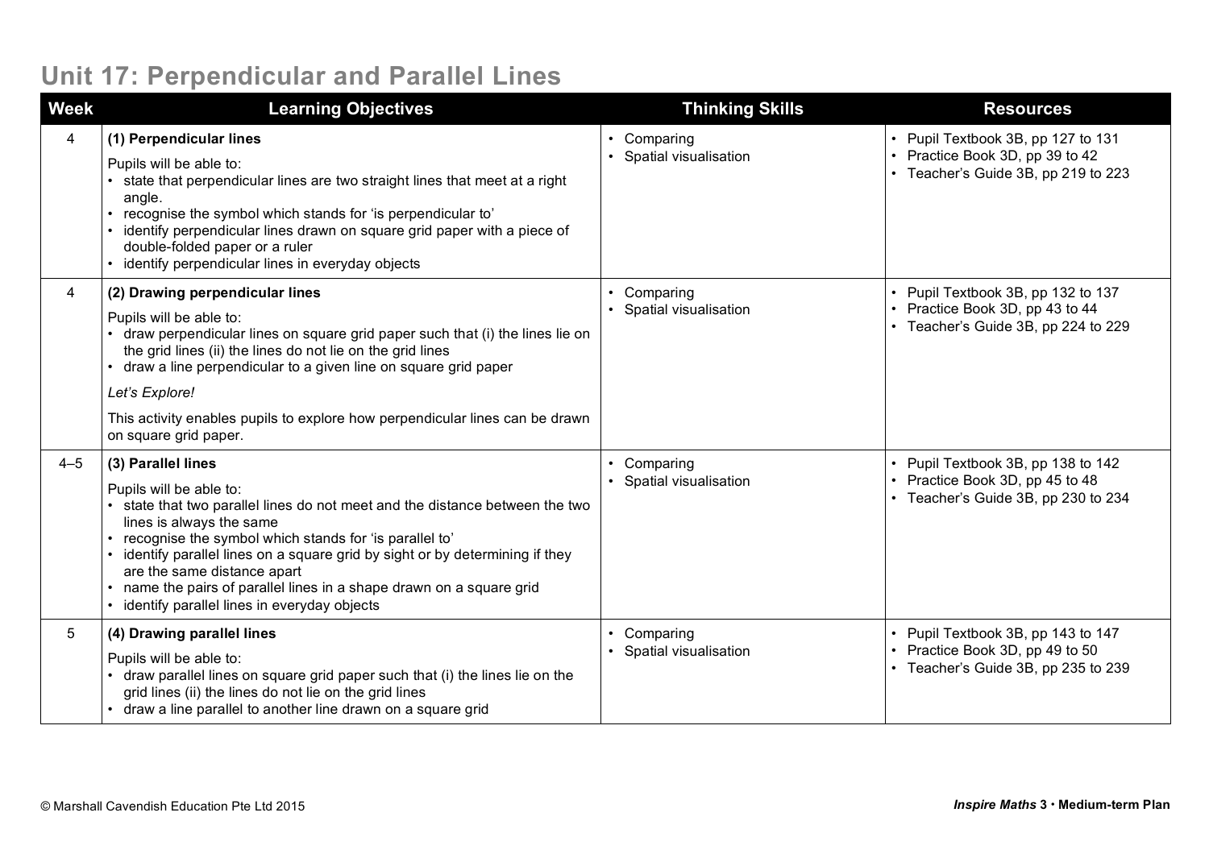# Unit 17: Perpendicular and Parallel Lines

| Week | Learning Objectives | Thinking Skills | Resources |
|---|---|---|---|
| 4 | **(1) Perpendicular lines**<br>Pupils will be able to:<br>• state that perpendicular lines are two straight lines that meet at a right angle.<br>• recognise the symbol which stands for 'is perpendicular to'<br>• identify perpendicular lines drawn on square grid paper with a piece of double-folded paper or a ruler<br>• identify perpendicular lines in everyday objects | • Comparing<br>• Spatial visualisation | • Pupil Textbook 3B, pp 127 to 131<br>• Practice Book 3D, pp 39 to 42<br>• Teacher's Guide 3B, pp 219 to 223 |
| 4 | **(2) Drawing perpendicular lines**<br>Pupils will be able to:<br>• draw perpendicular lines on square grid paper such that (i) the lines lie on the grid lines (ii) the lines do not lie on the grid lines<br>• draw a line perpendicular to a given line on square grid paper<br>*Let's Explore!*<br>This activity enables pupils to explore how perpendicular lines can be drawn on square grid paper. | • Comparing<br>• Spatial visualisation | • Pupil Textbook 3B, pp 132 to 137<br>• Practice Book 3D, pp 43 to 44<br>• Teacher's Guide 3B, pp 224 to 229 |
| 4–5 | **(3) Parallel lines**<br>Pupils will be able to:<br>• state that two parallel lines do not meet and the distance between the two lines is always the same<br>• recognise the symbol which stands for 'is parallel to'<br>• identify parallel lines on a square grid by sight or by determining if they are the same distance apart<br>• name the pairs of parallel lines in a shape drawn on a square grid<br>• identify parallel lines in everyday objects | • Comparing<br>• Spatial visualisation | • Pupil Textbook 3B, pp 138 to 142<br>• Practice Book 3D, pp 45 to 48<br>• Teacher's Guide 3B, pp 230 to 234 |
| 5 | **(4) Drawing parallel lines**<br>Pupils will be able to:<br>• draw parallel lines on square grid paper such that (i) the lines lie on the grid lines (ii) the lines do not lie on the grid lines<br>• draw a line parallel to another line drawn on a square grid | • Comparing<br>• Spatial visualisation | • Pupil Textbook 3B, pp 143 to 147<br>• Practice Book 3D, pp 49 to 50<br>• Teacher's Guide 3B, pp 235 to 239 |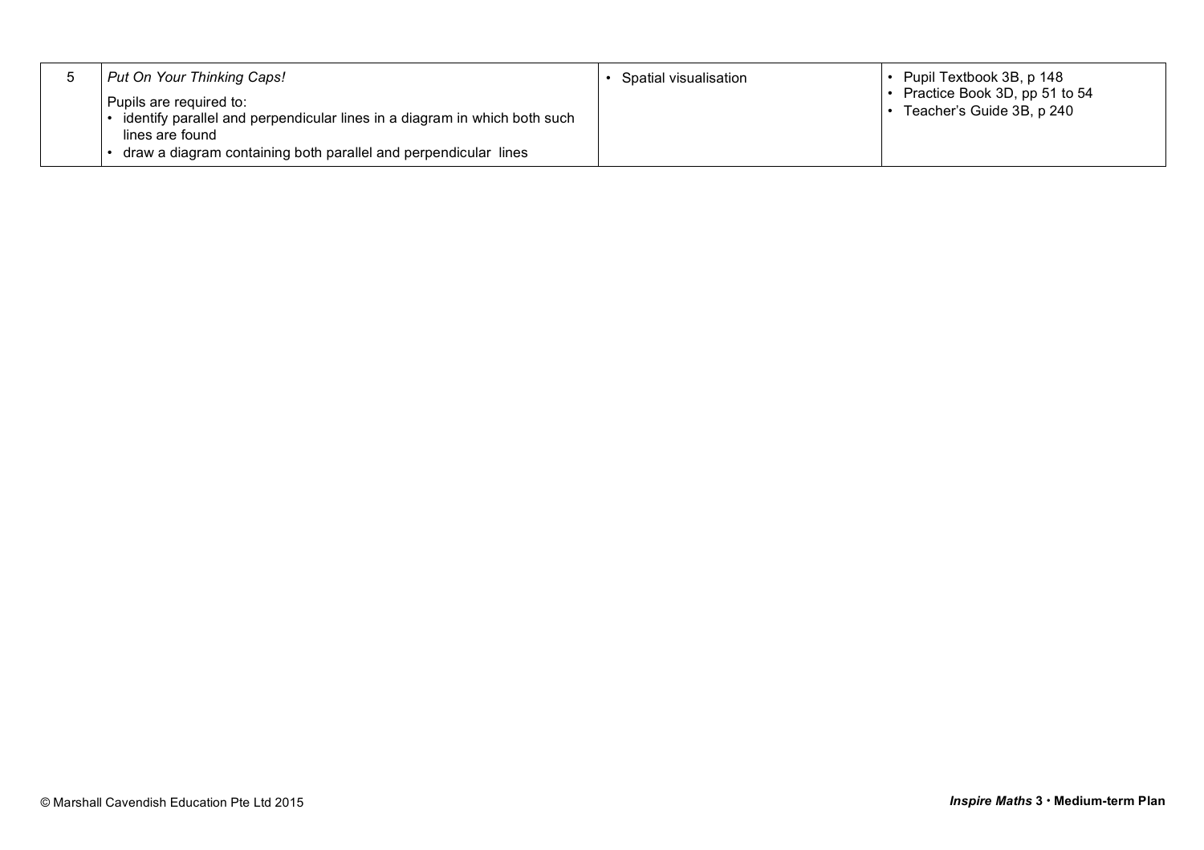| | | | |
|---|---|---|---|
| 5 | *Put On Your Thinking Caps!*<br>Pupils are required to:<br>• identify parallel and perpendicular lines in a diagram in which both such lines are found<br>• draw a diagram containing both parallel and perpendicular lines | • Spatial visualisation | • Pupil Textbook 3B, p 148<br>• Practice Book 3D, pp 51 to 54<br>• Teacher's Guide 3B, p 240 |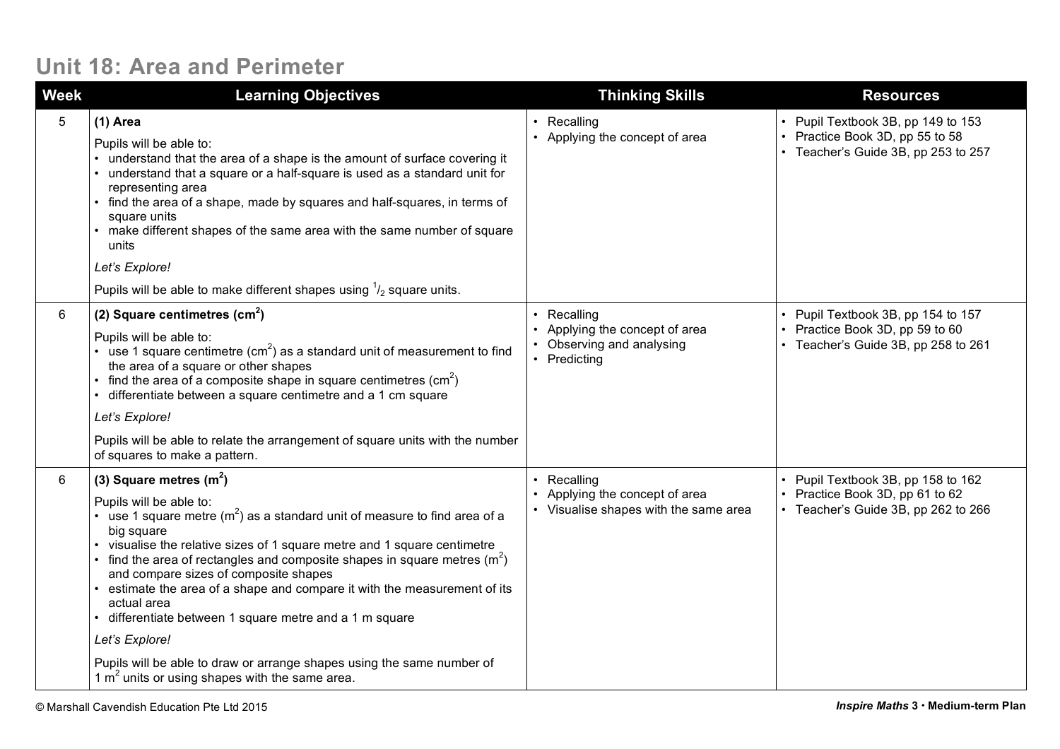## Unit 18: Area and Perimeter

| Week | Learning Objectives | Thinking Skills | Resources |
|---|---|---|---|
| 5 | **(1) Area**<br><br>Pupils will be able to:<br>• understand that the area of a shape is the amount of surface covering it<br>• understand that a square or a half-square is used as a standard unit for representing area<br>• find the area of a shape, made by squares and half-squares, in terms of square units<br>• make different shapes of the same area with the same number of square units<br><br>*Let's Explore!*<br><br>Pupils will be able to make different shapes using $^1/_2$ square units. | • Recalling<br>• Applying the concept of area | • Pupil Textbook 3B, pp 149 to 153<br>• Practice Book 3D, pp 55 to 58<br>• Teacher's Guide 3B, pp 253 to 257 |
| 6 | **(2) Square centimetres ($cm^2$)**<br><br>Pupils will be able to:<br>• use 1 square centimetre ($cm^2$) as a standard unit of measurement to find the area of a square or other shapes<br>• find the area of a composite shape in square centimetres ($cm^2$)<br>• differentiate between a square centimetre and a 1 cm square<br><br>*Let's Explore!*<br><br>Pupils will be able to relate the arrangement of square units with the number of squares to make a pattern. | • Recalling<br>• Applying the concept of area<br>• Observing and analysing<br>• Predicting | • Pupil Textbook 3B, pp 154 to 157<br>• Practice Book 3D, pp 59 to 60<br>• Teacher's Guide 3B, pp 258 to 261 |
| 6 | **(3) Square metres ($m^2$)**<br><br>Pupils will be able to:<br>• use 1 square metre ($m^2$) as a standard unit of measure to find area of a big square<br>• visualise the relative sizes of 1 square metre and 1 square centimetre<br>• find the area of rectangles and composite shapes in square metres ($m^2$) and compare sizes of composite shapes<br>• estimate the area of a shape and compare it with the measurement of its actual area<br>• differentiate between 1 square metre and a 1 m square<br><br>*Let's Explore!*<br><br>Pupils will be able to draw or arrange shapes using the same number of 1 $m^2$ units or using shapes with the same area. | • Recalling<br>• Applying the concept of area<br>• Visualise shapes with the same area | • Pupil Textbook 3B, pp 158 to 162<br>• Practice Book 3D, pp 61 to 62<br>• Teacher's Guide 3B, pp 262 to 266 |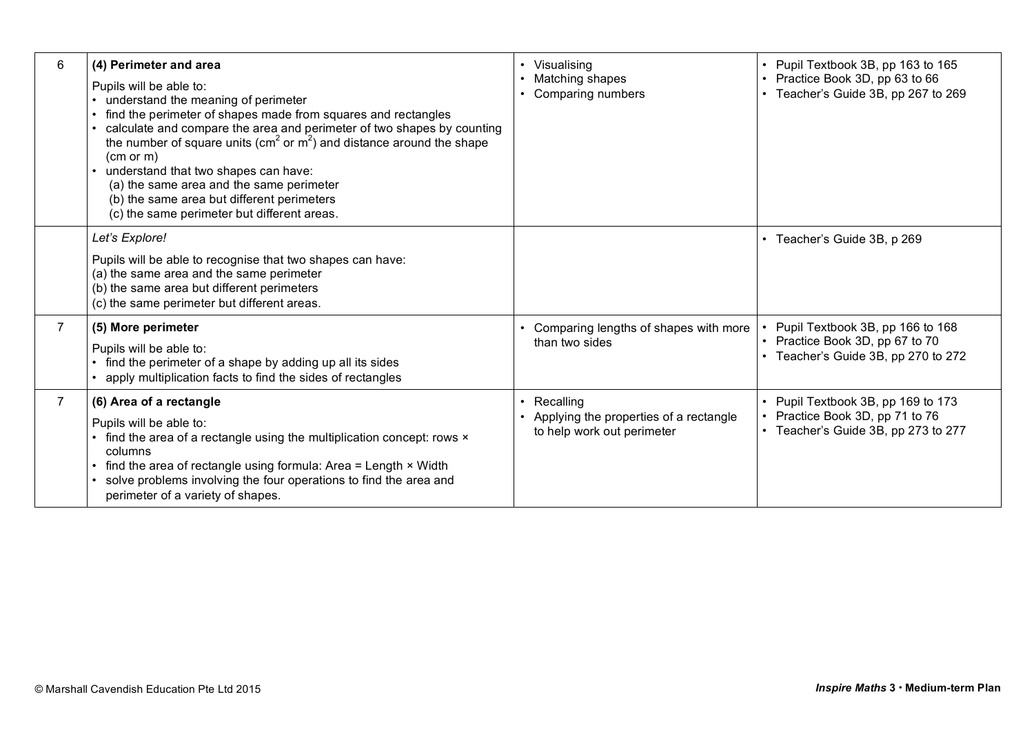| | | | |
|---|---|---|---|
| 6 | **(4) Perimeter and area**<br>Pupils will be able to:<br>• understand the meaning of perimeter<br>• find the perimeter of shapes made from squares and rectangles<br>• calculate and compare the area and perimeter of two shapes by counting the number of square units ($cm^2$ or $m^2$) and distance around the shape (cm or m)<br>• understand that two shapes can have:<br>(a) the same area and the same perimeter<br>(b) the same area but different perimeters<br>(c) the same perimeter but different areas. | • Visualising<br>• Matching shapes<br>• Comparing numbers | • Pupil Textbook 3B, pp 163 to 165<br>• Practice Book 3D, pp 63 to 66<br>• Teacher's Guide 3B, pp 267 to 269 |
| | *Let's Explore!*<br>Pupils will be able to recognise that two shapes can have:<br>(a) the same area and the same perimeter<br>(b) the same area but different perimeters<br>(c) the same perimeter but different areas. | | • Teacher's Guide 3B, p 269 |
| 7 | **(5) More perimeter**<br>Pupils will be able to:<br>• find the perimeter of a shape by adding up all its sides<br>• apply multiplication facts to find the sides of rectangles | • Comparing lengths of shapes with more than two sides | • Pupil Textbook 3B, pp 166 to 168<br>• Practice Book 3D, pp 67 to 70<br>• Teacher's Guide 3B, pp 270 to 272 |
| 7 | **(6) Area of a rectangle**<br>Pupils will be able to:<br>• find the area of a rectangle using the multiplication concept: rows × columns<br>• find the area of rectangle using formula: Area = Length × Width<br>• solve problems involving the four operations to find the area and perimeter of a variety of shapes. | • Recalling<br>• Applying the properties of a rectangle to help work out perimeter | • Pupil Textbook 3B, pp 169 to 173<br>• Practice Book 3D, pp 71 to 76<br>• Teacher's Guide 3B, pp 273 to 277 |

© Marshall Cavendish Education Pte Ltd 2015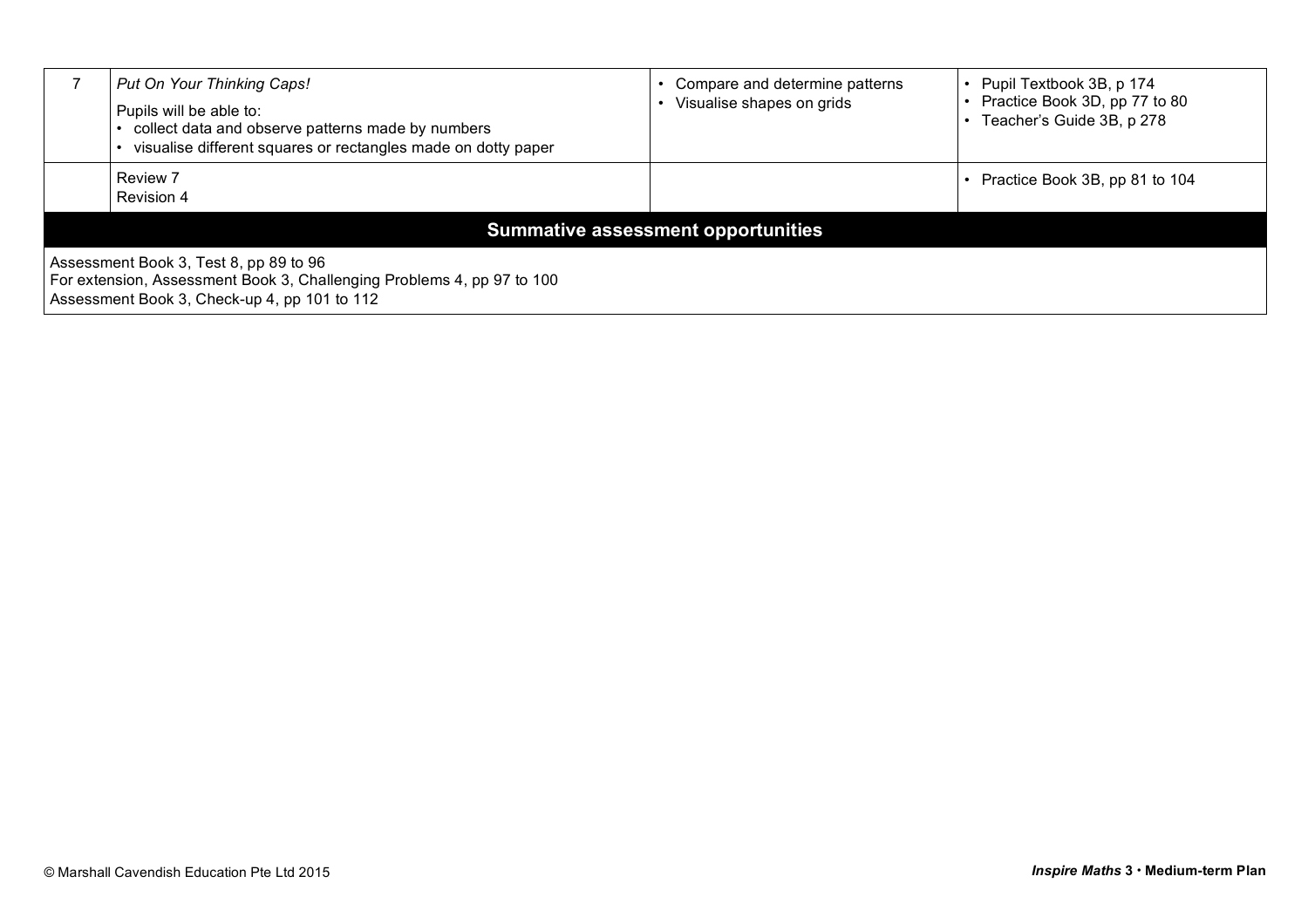| | | | |
|---|---|---|---|
| 7 | *Put On Your Thinking Caps!*<br>Pupils will be able to:<br>• collect data and observe patterns made by numbers<br>• visualise different squares or rectangles made on dotty paper | • Compare and determine patterns<br>• Visualise shapes on grids | • Pupil Textbook 3B, p 174<br>• Practice Book 3D, pp 77 to 80<br>• Teacher's Guide 3B, p 278 |
| | Review 7<br>Revision 4 | | • Practice Book 3B, pp 81 to 104 |

## Summative assessment opportunities

Assessment Book 3, Test 8, pp 89 to 96
For extension, Assessment Book 3, Challenging Problems 4, pp 97 to 100
Assessment Book 3, Check-up 4, pp 101 to 112